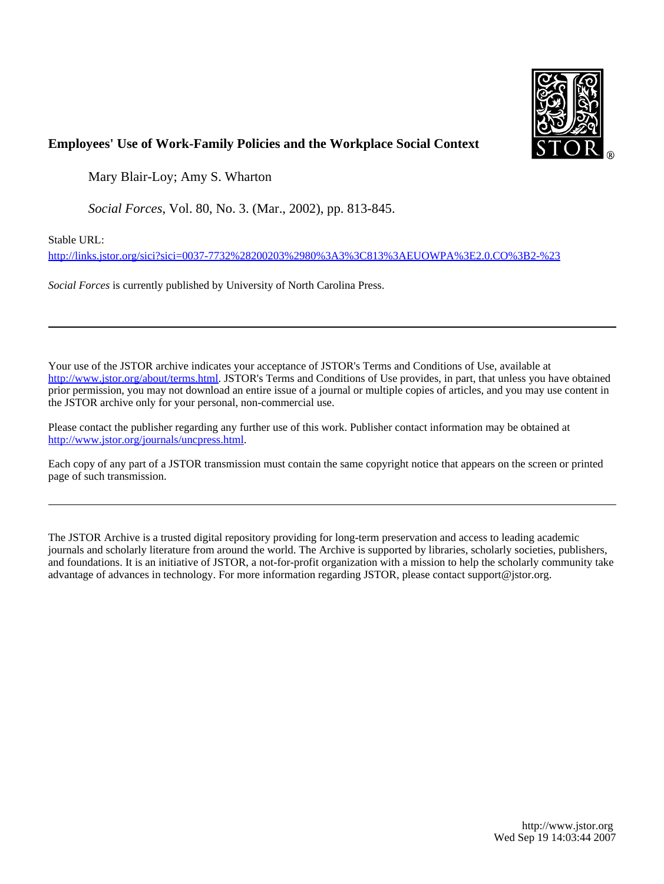**Employees' Use of Work-Family Policies and the Workplace Social Context**

Mary Blair-Loy; Amy S. Wharton

*Social Forces*, Vol. 80, No. 3. (Mar., 2002), pp. 813-845.

Stable URL:

http://links.jstor.org/sici?sici=0037-7732%28200203%2980%3A3%3C813%3AEUOWPA%3E2.0.CO%3B2-%23

*Social Forces* is currently published by University of North Carolina Press.

---

Your use of the JSTOR archive indicates your acceptance of JSTOR's Terms and Conditions of Use, available at http://www.jstor.org/about/terms.html. JSTOR's Terms and Conditions of Use provides, in part, that unless you have obtained prior permission, you may not download an entire issue of a journal or multiple copies of articles, and you may use content in the JSTOR archive only for your personal, non-commercial use.

Please contact the publisher regarding any further use of this work. Publisher contact information may be obtained at http://www.jstor.org/journals/uncpress.html.

Each copy of any part of a JSTOR transmission must contain the same copyright notice that appears on the screen or printed page of such transmission.

---

The JSTOR Archive is a trusted digital repository providing for long-term preservation and access to leading academic journals and scholarly literature from around the world. The Archive is supported by libraries, scholarly societies, publishers, and foundations. It is an initiative of JSTOR, a not-for-profit organization with a mission to help the scholarly community take advantage of advances in technology. For more information regarding JSTOR, please contact support@jstor.org.

http://www.jstor.org
Wed Sep 19 14:03:44 2007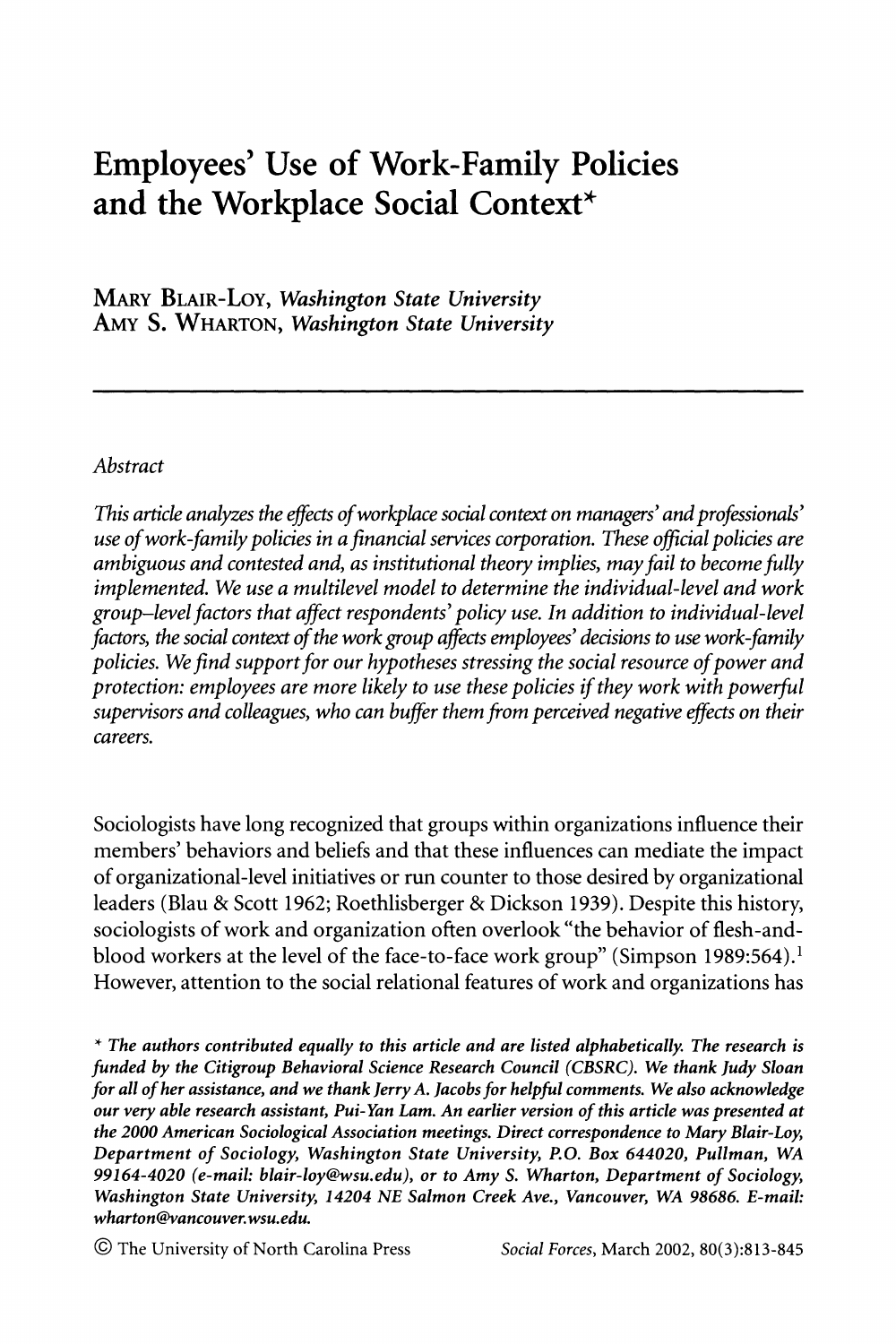# Employees' Use of Work-Family Policies and the Workplace Social Context*

MARY BLAIR-LOY, *Washington State University*
AMY S. WHARTON, *Washington State University*

---

*Abstract*

*This article analyzes the effects of workplace social context on managers' and professionals' use of work-family policies in a financial services corporation. These official policies are ambiguous and contested and, as institutional theory implies, may fail to become fully implemented. We use a multilevel model to determine the individual-level and work group–level factors that affect respondents' policy use. In addition to individual-level factors, the social context of the work group affects employees' decisions to use work-family policies. We find support for our hypotheses stressing the social resource of power and protection: employees are more likely to use these policies if they work with powerful supervisors and colleagues, who can buffer them from perceived negative effects on their careers.*

Sociologists have long recognized that groups within organizations influence their members' behaviors and beliefs and that these influences can mediate the impact of organizational-level initiatives or run counter to those desired by organizational leaders (Blau & Scott 1962; Roethlisberger & Dickson 1939). Despite this history, sociologists of work and organization often overlook "the behavior of flesh-and-blood workers at the level of the face-to-face work group" (Simpson 1989:564).[1] However, attention to the social relational features of work and organizations has

*\* The authors contributed equally to this article and are listed alphabetically. The research is funded by the Citigroup Behavioral Science Research Council (CBSRC). We thank Judy Sloan for all of her assistance, and we thank Jerry A. Jacobs for helpful comments. We also acknowledge our very able research assistant, Pui-Yan Lam. An earlier version of this article was presented at the 2000 American Sociological Association meetings. Direct correspondence to Mary Blair-Loy, Department of Sociology, Washington State University, P.O. Box 644020, Pullman, WA 99164-4020 (e-mail: blair-loy@wsu.edu), or to Amy S. Wharton, Department of Sociology, Washington State University, 14204 NE Salmon Creek Ave., Vancouver, WA 98686. E-mail: wharton@vancouver.wsu.edu.*

© The University of North Carolina Press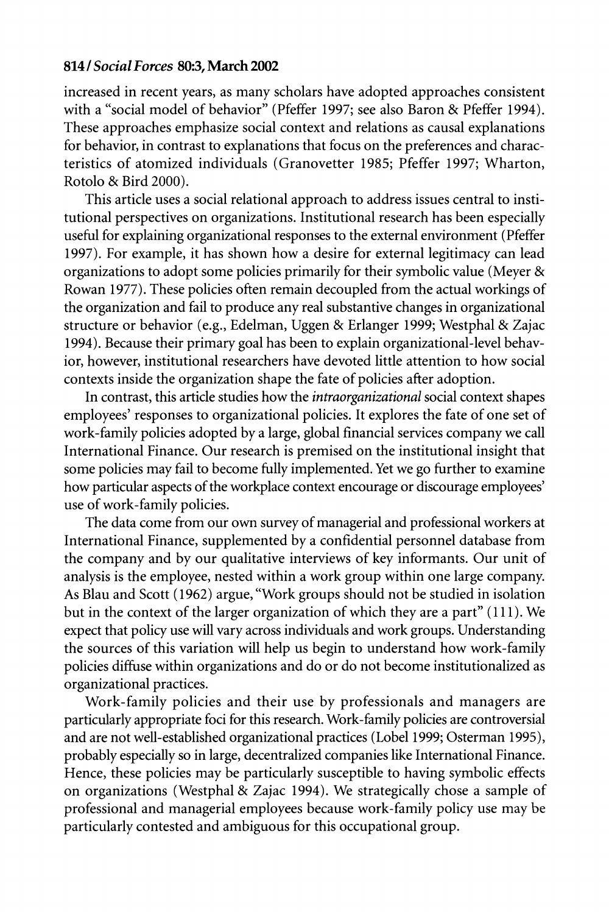increased in recent years, as many scholars have adopted approaches consistent with a "social model of behavior" (Pfeffer 1997; see also Baron & Pfeffer 1994). These approaches emphasize social context and relations as causal explanations for behavior, in contrast to explanations that focus on the preferences and characteristics of atomized individuals (Granovetter 1985; Pfeffer 1997; Wharton, Rotolo & Bird 2000).

This article uses a social relational approach to address issues central to institutional perspectives on organizations. Institutional research has been especially useful for explaining organizational responses to the external environment (Pfeffer 1997). For example, it has shown how a desire for external legitimacy can lead organizations to adopt some policies primarily for their symbolic value (Meyer & Rowan 1977). These policies often remain decoupled from the actual workings of the organization and fail to produce any real substantive changes in organizational structure or behavior (e.g., Edelman, Uggen & Erlanger 1999; Westphal & Zajac 1994). Because their primary goal has been to explain organizational-level behavior, however, institutional researchers have devoted little attention to how social contexts inside the organization shape the fate of policies after adoption.

In contrast, this article studies how the *intraorganizational* social context shapes employees' responses to organizational policies. It explores the fate of one set of work-family policies adopted by a large, global financial services company we call International Finance. Our research is premised on the institutional insight that some policies may fail to become fully implemented. Yet we go further to examine how particular aspects of the workplace context encourage or discourage employees' use of work-family policies.

The data come from our own survey of managerial and professional workers at International Finance, supplemented by a confidential personnel database from the company and by our qualitative interviews of key informants. Our unit of analysis is the employee, nested within a work group within one large company. As Blau and Scott (1962) argue, "Work groups should not be studied in isolation but in the context of the larger organization of which they are a part" (111). We expect that policy use will vary across individuals and work groups. Understanding the sources of this variation will help us begin to understand how work-family policies diffuse within organizations and do or do not become institutionalized as organizational practices.

Work-family policies and their use by professionals and managers are particularly appropriate foci for this research. Work-family policies are controversial and are not well-established organizational practices (Lobel 1999; Osterman 1995), probably especially so in large, decentralized companies like International Finance. Hence, these policies may be particularly susceptible to having symbolic effects on organizations (Westphal & Zajac 1994). We strategically chose a sample of professional and managerial employees because work-family policy use may be particularly contested and ambiguous for this occupational group.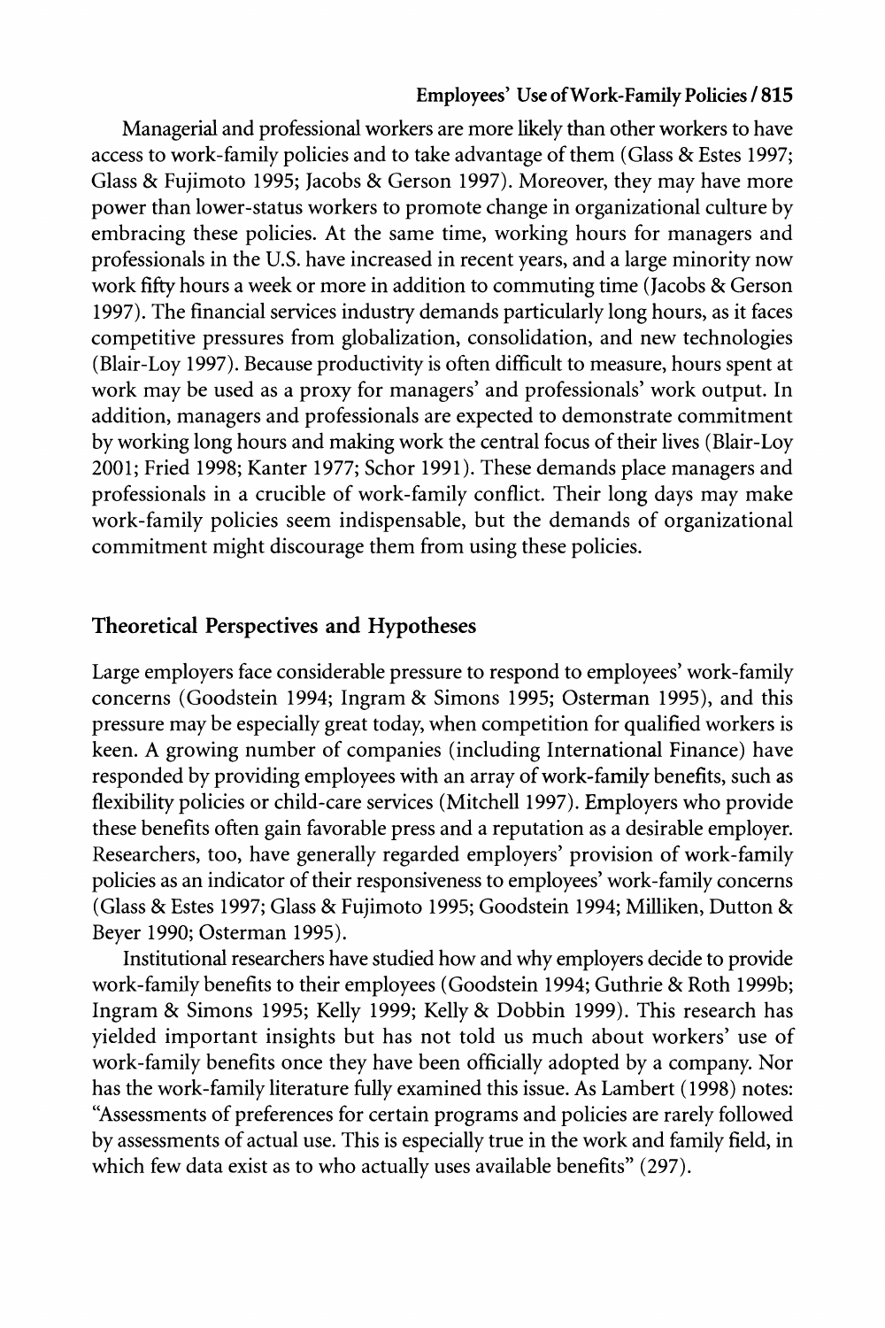Managerial and professional workers are more likely than other workers to have access to work-family policies and to take advantage of them (Glass & Estes 1997; Glass & Fujimoto 1995; Jacobs & Gerson 1997). Moreover, they may have more power than lower-status workers to promote change in organizational culture by embracing these policies. At the same time, working hours for managers and professionals in the U.S. have increased in recent years, and a large minority now work fifty hours a week or more in addition to commuting time (Jacobs & Gerson 1997). The financial services industry demands particularly long hours, as it faces competitive pressures from globalization, consolidation, and new technologies (Blair-Loy 1997). Because productivity is often difficult to measure, hours spent at work may be used as a proxy for managers' and professionals' work output. In addition, managers and professionals are expected to demonstrate commitment by working long hours and making work the central focus of their lives (Blair-Loy 2001; Fried 1998; Kanter 1977; Schor 1991). These demands place managers and professionals in a crucible of work-family conflict. Their long days may make work-family policies seem indispensable, but the demands of organizational commitment might discourage them from using these policies.

## Theoretical Perspectives and Hypotheses

Large employers face considerable pressure to respond to employees' work-family concerns (Goodstein 1994; Ingram & Simons 1995; Osterman 1995), and this pressure may be especially great today, when competition for qualified workers is keen. A growing number of companies (including International Finance) have responded by providing employees with an array of work-family benefits, such as flexibility policies or child-care services (Mitchell 1997). Employers who provide these benefits often gain favorable press and a reputation as a desirable employer. Researchers, too, have generally regarded employers' provision of work-family policies as an indicator of their responsiveness to employees' work-family concerns (Glass & Estes 1997; Glass & Fujimoto 1995; Goodstein 1994; Milliken, Dutton & Beyer 1990; Osterman 1995).

Institutional researchers have studied how and why employers decide to provide work-family benefits to their employees (Goodstein 1994; Guthrie & Roth 1999b; Ingram & Simons 1995; Kelly 1999; Kelly & Dobbin 1999). This research has yielded important insights but has not told us much about workers' use of work-family benefits once they have been officially adopted by a company. Nor has the work-family literature fully examined this issue. As Lambert (1998) notes: "Assessments of preferences for certain programs and policies are rarely followed by assessments of actual use. This is especially true in the work and family field, in which few data exist as to who actually uses available benefits" (297).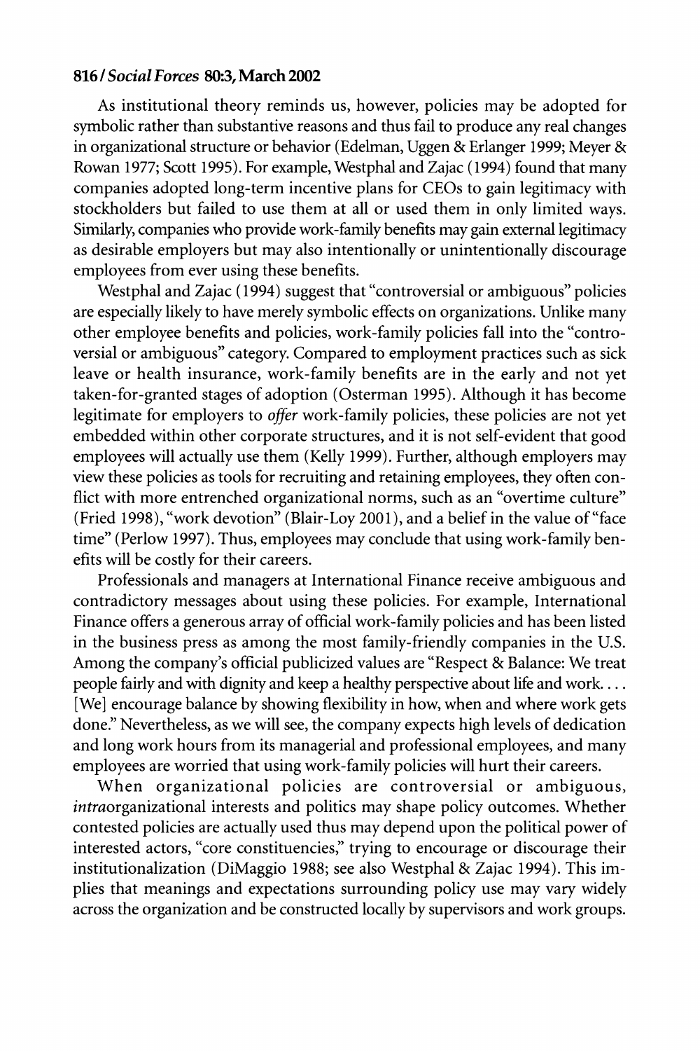As institutional theory reminds us, however, policies may be adopted for symbolic rather than substantive reasons and thus fail to produce any real changes in organizational structure or behavior (Edelman, Uggen & Erlanger 1999; Meyer & Rowan 1977; Scott 1995). For example, Westphal and Zajac (1994) found that many companies adopted long-term incentive plans for CEOs to gain legitimacy with stockholders but failed to use them at all or used them in only limited ways. Similarly, companies who provide work-family benefits may gain external legitimacy as desirable employers but may also intentionally or unintentionally discourage employees from ever using these benefits.

Westphal and Zajac (1994) suggest that "controversial or ambiguous" policies are especially likely to have merely symbolic effects on organizations. Unlike many other employee benefits and policies, work-family policies fall into the "controversial or ambiguous" category. Compared to employment practices such as sick leave or health insurance, work-family benefits are in the early and not yet taken-for-granted stages of adoption (Osterman 1995). Although it has become legitimate for employers to *offer* work-family policies, these policies are not yet embedded within other corporate structures, and it is not self-evident that good employees will actually use them (Kelly 1999). Further, although employers may view these policies as tools for recruiting and retaining employees, they often conflict with more entrenched organizational norms, such as an "overtime culture" (Fried 1998), "work devotion" (Blair-Loy 2001), and a belief in the value of "face time" (Perlow 1997). Thus, employees may conclude that using work-family benefits will be costly for their careers.

Professionals and managers at International Finance receive ambiguous and contradictory messages about using these policies. For example, International Finance offers a generous array of official work-family policies and has been listed in the business press as among the most family-friendly companies in the U.S. Among the company's official publicized values are "Respect & Balance: We treat people fairly and with dignity and keep a healthy perspective about life and work. . . . [We] encourage balance by showing flexibility in how, when and where work gets done." Nevertheless, as we will see, the company expects high levels of dedication and long work hours from its managerial and professional employees, and many employees are worried that using work-family policies will hurt their careers.

When organizational policies are controversial or ambiguous, *intra*organizational interests and politics may shape policy outcomes. Whether contested policies are actually used thus may depend upon the political power of interested actors, "core constituencies," trying to encourage or discourage their institutionalization (DiMaggio 1988; see also Westphal & Zajac 1994). This implies that meanings and expectations surrounding policy use may vary widely across the organization and be constructed locally by supervisors and work groups.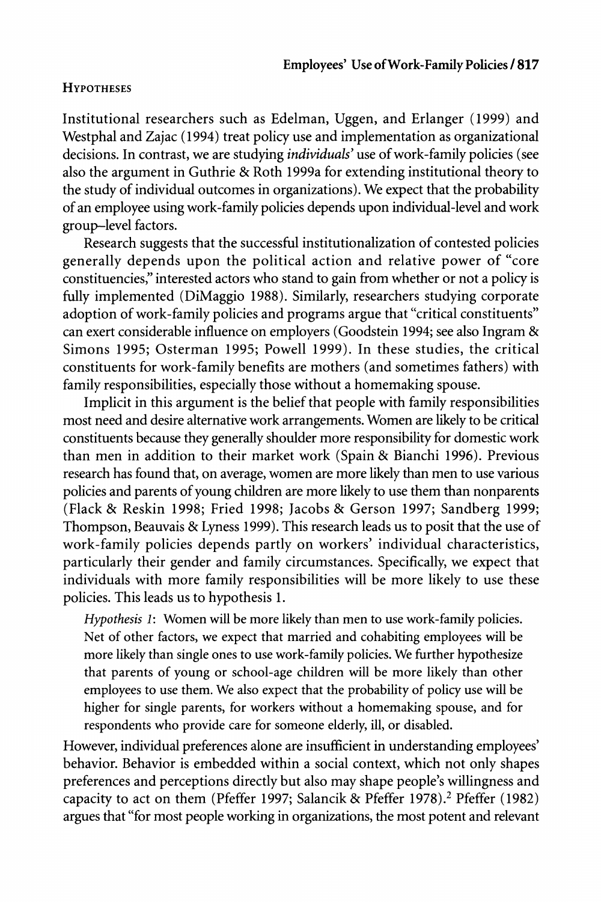### Hypotheses

Institutional researchers such as Edelman, Uggen, and Erlanger (1999) and Westphal and Zajac (1994) treat policy use and implementation as organizational decisions. In contrast, we are studying *individuals'* use of work-family policies (see also the argument in Guthrie & Roth 1999a for extending institutional theory to the study of individual outcomes in organizations). We expect that the probability of an employee using work-family policies depends upon individual-level and work group–level factors.

Research suggests that the successful institutionalization of contested policies generally depends upon the political action and relative power of "core constituencies," interested actors who stand to gain from whether or not a policy is fully implemented (DiMaggio 1988). Similarly, researchers studying corporate adoption of work-family policies and programs argue that "critical constituents" can exert considerable influence on employers (Goodstein 1994; see also Ingram & Simons 1995; Osterman 1995; Powell 1999). In these studies, the critical constituents for work-family benefits are mothers (and sometimes fathers) with family responsibilities, especially those without a homemaking spouse.

Implicit in this argument is the belief that people with family responsibilities most need and desire alternative work arrangements. Women are likely to be critical constituents because they generally shoulder more responsibility for domestic work than men in addition to their market work (Spain & Bianchi 1996). Previous research has found that, on average, women are more likely than men to use various policies and parents of young children are more likely to use them than nonparents (Flack & Reskin 1998; Fried 1998; Jacobs & Gerson 1997; Sandberg 1999; Thompson, Beauvais & Lyness 1999). This research leads us to posit that the use of work-family policies depends partly on workers' individual characteristics, particularly their gender and family circumstances. Specifically, we expect that individuals with more family responsibilities will be more likely to use these policies. This leads us to hypothesis 1.

> *Hypothesis 1*: Women will be more likely than men to use work-family policies. Net of other factors, we expect that married and cohabiting employees will be more likely than single ones to use work-family policies. We further hypothesize that parents of young or school-age children will be more likely than other employees to use them. We also expect that the probability of policy use will be higher for single parents, for workers without a homemaking spouse, and for respondents who provide care for someone elderly, ill, or disabled.

However, individual preferences alone are insufficient in understanding employees' behavior. Behavior is embedded within a social context, which not only shapes preferences and perceptions directly but also may shape people's willingness and capacity to act on them (Pfeffer 1997; Salancik & Pfeffer 1978).[2] Pfeffer (1982) argues that "for most people working in organizations, the most potent and relevant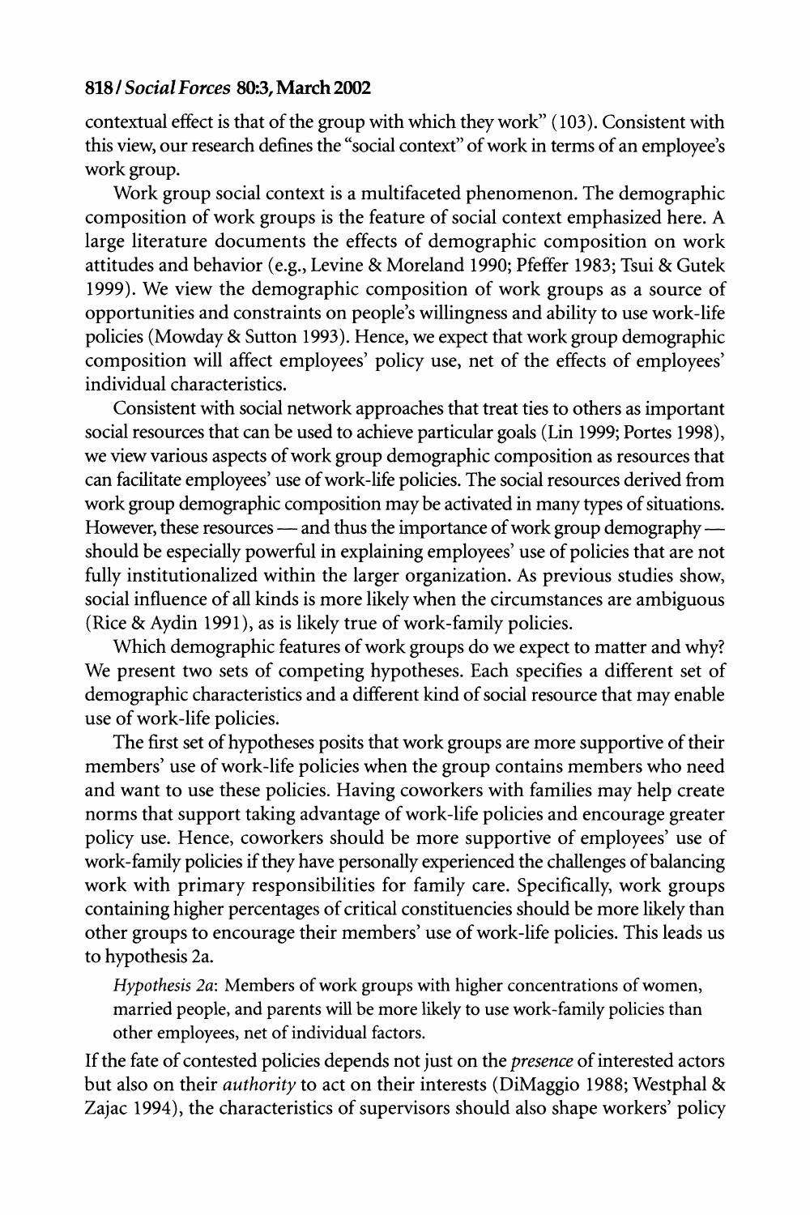contextual effect is that of the group with which they work" (103). Consistent with this view, our research defines the "social context" of work in terms of an employee's work group.

Work group social context is a multifaceted phenomenon. The demographic composition of work groups is the feature of social context emphasized here. A large literature documents the effects of demographic composition on work attitudes and behavior (e.g., Levine & Moreland 1990; Pfeffer 1983; Tsui & Gutek 1999). We view the demographic composition of work groups as a source of opportunities and constraints on people's willingness and ability to use work-life policies (Mowday & Sutton 1993). Hence, we expect that work group demographic composition will affect employees' policy use, net of the effects of employees' individual characteristics.

Consistent with social network approaches that treat ties to others as important social resources that can be used to achieve particular goals (Lin 1999; Portes 1998), we view various aspects of work group demographic composition as resources that can facilitate employees' use of work-life policies. The social resources derived from work group demographic composition may be activated in many types of situations. However, these resources — and thus the importance of work group demography — should be especially powerful in explaining employees' use of policies that are not fully institutionalized within the larger organization. As previous studies show, social influence of all kinds is more likely when the circumstances are ambiguous (Rice & Aydin 1991), as is likely true of work-family policies.

Which demographic features of work groups do we expect to matter and why? We present two sets of competing hypotheses. Each specifies a different set of demographic characteristics and a different kind of social resource that may enable use of work-life policies.

The first set of hypotheses posits that work groups are more supportive of their members' use of work-life policies when the group contains members who need and want to use these policies. Having coworkers with families may help create norms that support taking advantage of work-life policies and encourage greater policy use. Hence, coworkers should be more supportive of employees' use of work-family policies if they have personally experienced the challenges of balancing work with primary responsibilities for family care. Specifically, work groups containing higher percentages of critical constituencies should be more likely than other groups to encourage their members' use of work-life policies. This leads us to hypothesis 2a.

> *Hypothesis 2a*: Members of work groups with higher concentrations of women, married people, and parents will be more likely to use work-family policies than other employees, net of individual factors.

If the fate of contested policies depends not just on the *presence* of interested actors but also on their *authority* to act on their interests (DiMaggio 1988; Westphal & Zajac 1994), the characteristics of supervisors should also shape workers' policy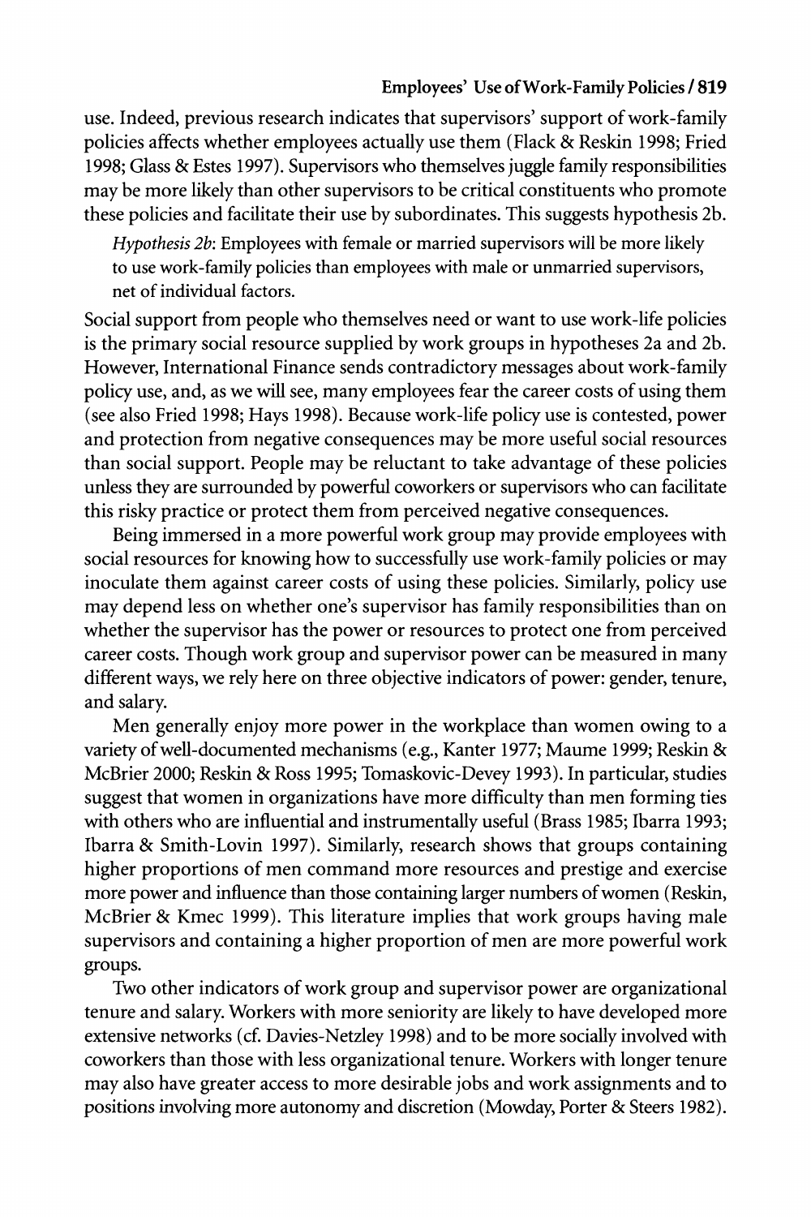use. Indeed, previous research indicates that supervisors' support of work-family policies affects whether employees actually use them (Flack & Reskin 1998; Fried 1998; Glass & Estes 1997). Supervisors who themselves juggle family responsibilities may be more likely than other supervisors to be critical constituents who promote these policies and facilitate their use by subordinates. This suggests hypothesis 2b.

> *Hypothesis 2b*: Employees with female or married supervisors will be more likely to use work-family policies than employees with male or unmarried supervisors, net of individual factors.

Social support from people who themselves need or want to use work-life policies is the primary social resource supplied by work groups in hypotheses 2a and 2b. However, International Finance sends contradictory messages about work-family policy use, and, as we will see, many employees fear the career costs of using them (see also Fried 1998; Hays 1998). Because work-life policy use is contested, power and protection from negative consequences may be more useful social resources than social support. People may be reluctant to take advantage of these policies unless they are surrounded by powerful coworkers or supervisors who can facilitate this risky practice or protect them from perceived negative consequences.

Being immersed in a more powerful work group may provide employees with social resources for knowing how to successfully use work-family policies or may inoculate them against career costs of using these policies. Similarly, policy use may depend less on whether one's supervisor has family responsibilities than on whether the supervisor has the power or resources to protect one from perceived career costs. Though work group and supervisor power can be measured in many different ways, we rely here on three objective indicators of power: gender, tenure, and salary.

Men generally enjoy more power in the workplace than women owing to a variety of well-documented mechanisms (e.g., Kanter 1977; Maume 1999; Reskin & McBrier 2000; Reskin & Ross 1995; Tomaskovic-Devey 1993). In particular, studies suggest that women in organizations have more difficulty than men forming ties with others who are influential and instrumentally useful (Brass 1985; Ibarra 1993; Ibarra & Smith-Lovin 1997). Similarly, research shows that groups containing higher proportions of men command more resources and prestige and exercise more power and influence than those containing larger numbers of women (Reskin, McBrier & Kmec 1999). This literature implies that work groups having male supervisors and containing a higher proportion of men are more powerful work groups.

Two other indicators of work group and supervisor power are organizational tenure and salary. Workers with more seniority are likely to have developed more extensive networks (cf. Davies-Netzley 1998) and to be more socially involved with coworkers than those with less organizational tenure. Workers with longer tenure may also have greater access to more desirable jobs and work assignments and to positions involving more autonomy and discretion (Mowday, Porter & Steers 1982).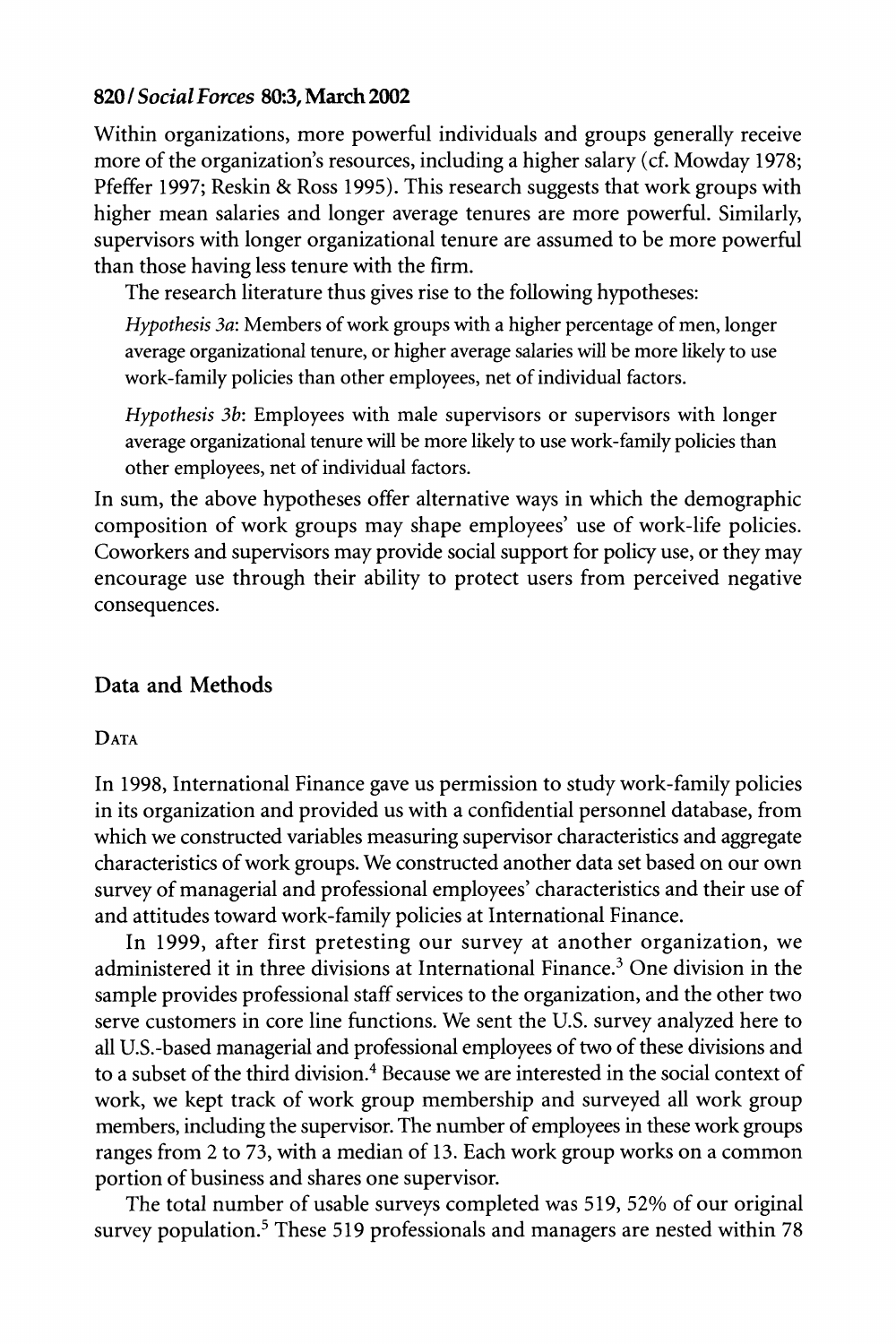Within organizations, more powerful individuals and groups generally receive more of the organization's resources, including a higher salary (cf. Mowday 1978; Pfeffer 1997; Reskin & Ross 1995). This research suggests that work groups with higher mean salaries and longer average tenures are more powerful. Similarly, supervisors with longer organizational tenure are assumed to be more powerful than those having less tenure with the firm.

The research literature thus gives rise to the following hypotheses:

*Hypothesis 3a*: Members of work groups with a higher percentage of men, longer average organizational tenure, or higher average salaries will be more likely to use work-family policies than other employees, net of individual factors.

*Hypothesis 3b*: Employees with male supervisors or supervisors with longer average organizational tenure will be more likely to use work-family policies than other employees, net of individual factors.

In sum, the above hypotheses offer alternative ways in which the demographic composition of work groups may shape employees' use of work-life policies. Coworkers and supervisors may provide social support for policy use, or they may encourage use through their ability to protect users from perceived negative consequences.

## Data and Methods

### Data

In 1998, International Finance gave us permission to study work-family policies in its organization and provided us with a confidential personnel database, from which we constructed variables measuring supervisor characteristics and aggregate characteristics of work groups. We constructed another data set based on our own survey of managerial and professional employees' characteristics and their use of and attitudes toward work-family policies at International Finance.

In 1999, after first pretesting our survey at another organization, we administered it in three divisions at International Finance.[3] One division in the sample provides professional staff services to the organization, and the other two serve customers in core line functions. We sent the U.S. survey analyzed here to all U.S.-based managerial and professional employees of two of these divisions and to a subset of the third division.[4] Because we are interested in the social context of work, we kept track of work group membership and surveyed all work group members, including the supervisor. The number of employees in these work groups ranges from 2 to 73, with a median of 13. Each work group works on a common portion of business and shares one supervisor.

The total number of usable surveys completed was 519, 52% of our original survey population.[5] These 519 professionals and managers are nested within 78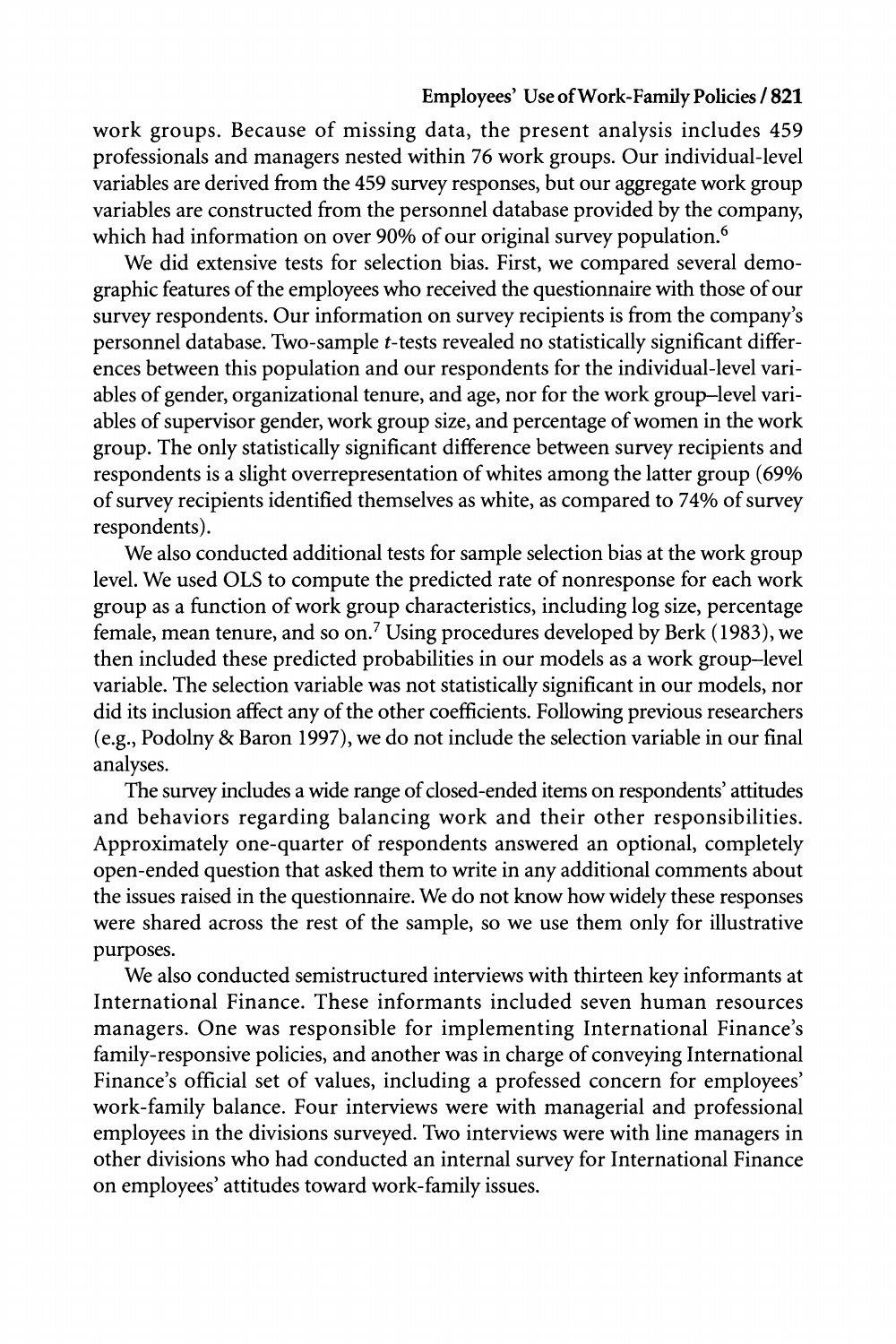work groups. Because of missing data, the present analysis includes 459 professionals and managers nested within 76 work groups. Our individual-level variables are derived from the 459 survey responses, but our aggregate work group variables are constructed from the personnel database provided by the company, which had information on over 90% of our original survey population.[6]

We did extensive tests for selection bias. First, we compared several demographic features of the employees who received the questionnaire with those of our survey respondents. Our information on survey recipients is from the company's personnel database. Two-sample $t$-tests revealed no statistically significant differences between this population and our respondents for the individual-level variables of gender, organizational tenure, and age, nor for the work group–level variables of supervisor gender, work group size, and percentage of women in the work group. The only statistically significant difference between survey recipients and respondents is a slight overrepresentation of whites among the latter group (69% of survey recipients identified themselves as white, as compared to 74% of survey respondents).

We also conducted additional tests for sample selection bias at the work group level. We used OLS to compute the predicted rate of nonresponse for each work group as a function of work group characteristics, including log size, percentage female, mean tenure, and so on.[7] Using procedures developed by Berk (1983), we then included these predicted probabilities in our models as a work group–level variable. The selection variable was not statistically significant in our models, nor did its inclusion affect any of the other coefficients. Following previous researchers (e.g., Podolny & Baron 1997), we do not include the selection variable in our final analyses.

The survey includes a wide range of closed-ended items on respondents' attitudes and behaviors regarding balancing work and their other responsibilities. Approximately one-quarter of respondents answered an optional, completely open-ended question that asked them to write in any additional comments about the issues raised in the questionnaire. We do not know how widely these responses were shared across the rest of the sample, so we use them only for illustrative purposes.

We also conducted semistructured interviews with thirteen key informants at International Finance. These informants included seven human resources managers. One was responsible for implementing International Finance's family-responsive policies, and another was in charge of conveying International Finance's official set of values, including a professed concern for employees' work-family balance. Four interviews were with managerial and professional employees in the divisions surveyed. Two interviews were with line managers in other divisions who had conducted an internal survey for International Finance on employees' attitudes toward work-family issues.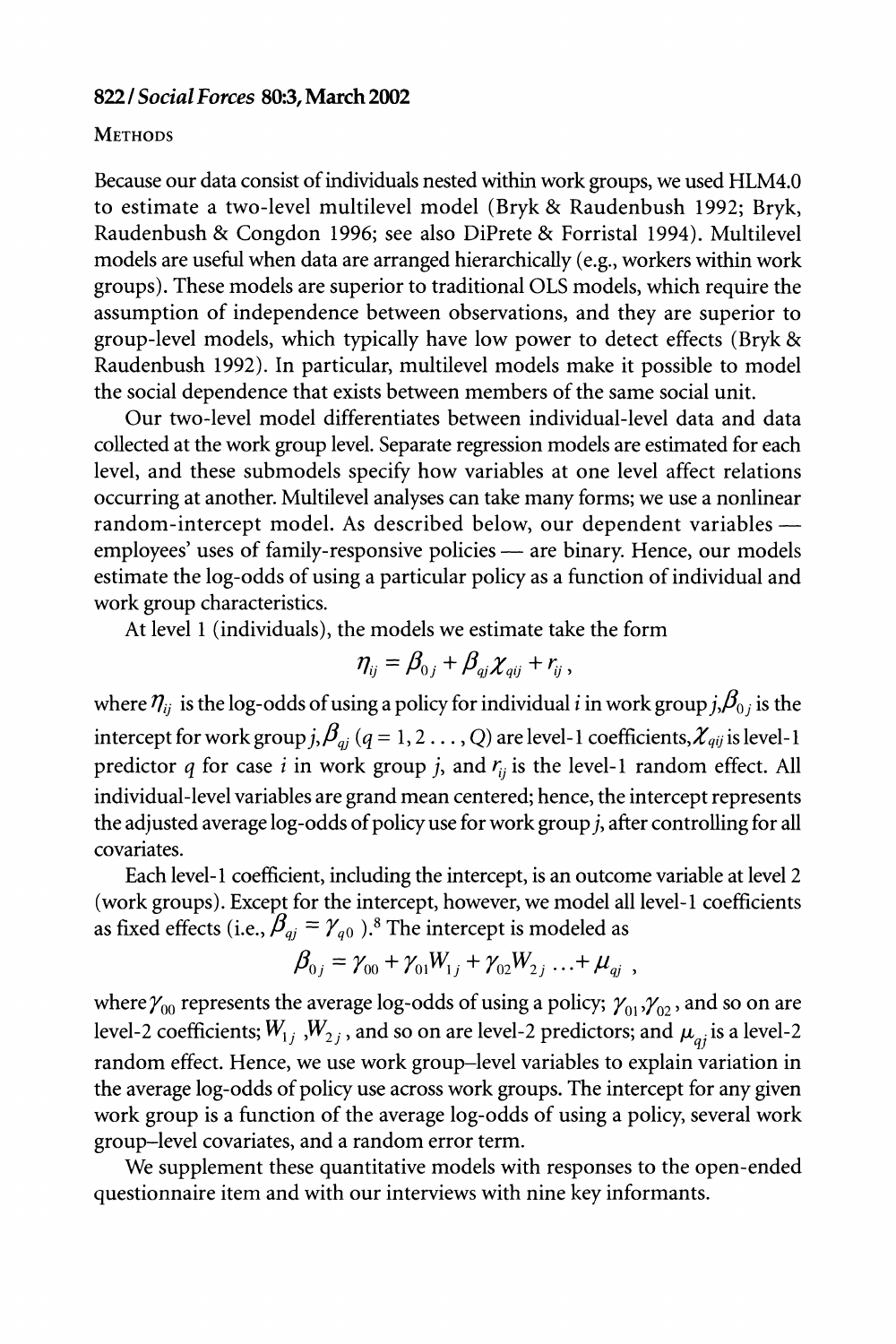## Methods

Because our data consist of individuals nested within work groups, we used HLM4.0 to estimate a two-level multilevel model (Bryk & Raudenbush 1992; Bryk, Raudenbush & Congdon 1996; see also DiPrete & Forristal 1994). Multilevel models are useful when data are arranged hierarchically (e.g., workers within work groups). These models are superior to traditional OLS models, which require the assumption of independence between observations, and they are superior to group-level models, which typically have low power to detect effects (Bryk & Raudenbush 1992). In particular, multilevel models make it possible to model the social dependence that exists between members of the same social unit.

Our two-level model differentiates between individual-level data and data collected at the work group level. Separate regression models are estimated for each level, and these submodels specify how variables at one level affect relations occurring at another. Multilevel analyses can take many forms; we use a nonlinear random-intercept model. As described below, our dependent variables — employees' uses of family-responsive policies — are binary. Hence, our models estimate the log-odds of using a particular policy as a function of individual and work group characteristics.

At level 1 (individuals), the models we estimate take the form

$$\eta_{ij} = \beta_{0j} + \beta_{qj}\chi_{qij} + r_{ij},$$

where $\eta_{ij}$ is the log-odds of using a policy for individual $i$ in work group $j$, $\beta_{0j}$ is the intercept for work group $j$, $\beta_{qj}$ $(q = 1, 2 \ldots, Q)$ are level-1 coefficients, $\chi_{qij}$ is level-1 predictor $q$ for case $i$ in work group $j$, and $r_{ij}$ is the level-1 random effect. All individual-level variables are grand mean centered; hence, the intercept represents the adjusted average log-odds of policy use for work group $j$, after controlling for all covariates.

Each level-1 coefficient, including the intercept, is an outcome variable at level 2 (work groups). Except for the intercept, however, we model all level-1 coefficients as fixed effects (i.e., $\beta_{qj} = \gamma_{q0}$ ).[8] The intercept is modeled as

$$\beta_{0j} = \gamma_{00} + \gamma_{01}W_{1j} + \gamma_{02}W_{2j} \ldots + \mu_{qj},$$

where $\gamma_{00}$ represents the average log-odds of using a policy; $\gamma_{01}, \gamma_{02}$, and so on are level-2 coefficients; $W_{1j}, W_{2j}$, and so on are level-2 predictors; and $\mu_{qj}$ is a level-2 random effect. Hence, we use work group–level variables to explain variation in the average log-odds of policy use across work groups. The intercept for any given work group is a function of the average log-odds of using a policy, several work group–level covariates, and a random error term.

We supplement these quantitative models with responses to the open-ended questionnaire item and with our interviews with nine key informants.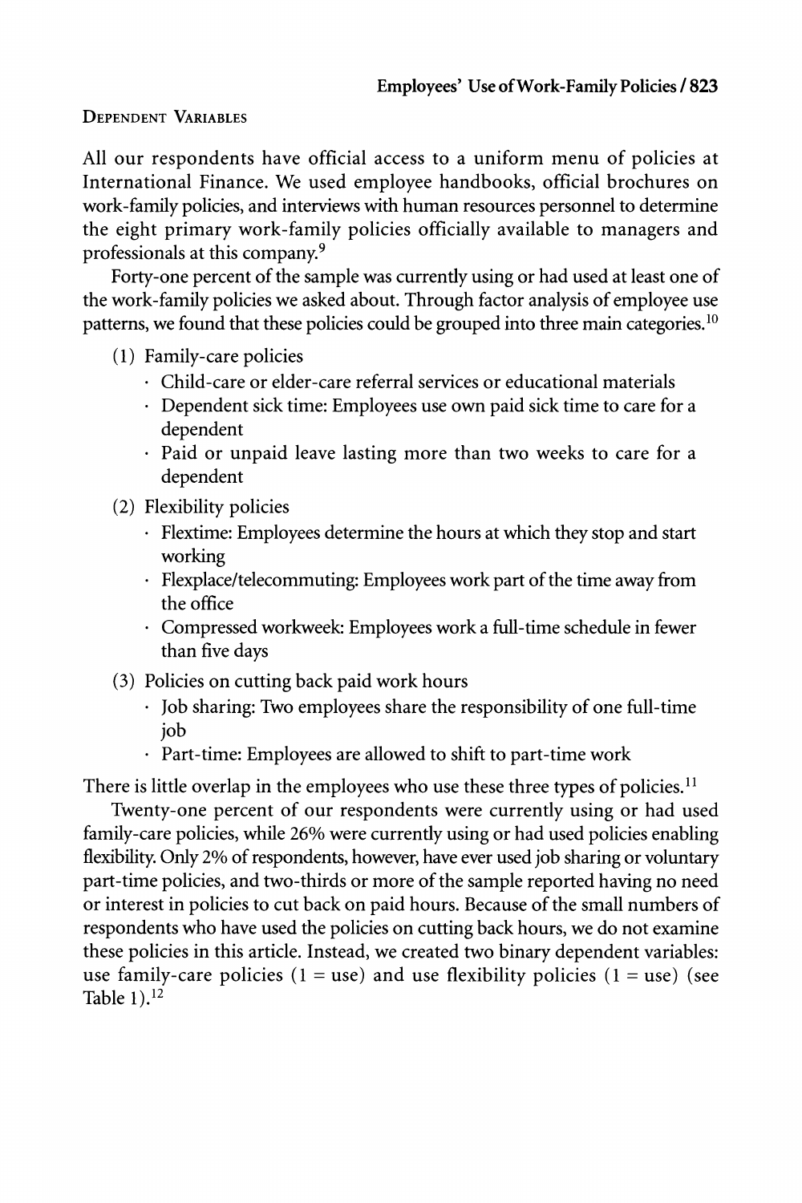### Dependent Variables

All our respondents have official access to a uniform menu of policies at International Finance. We used employee handbooks, official brochures on work-family policies, and interviews with human resources personnel to determine the eight primary work-family policies officially available to managers and professionals at this company.[9]

Forty-one percent of the sample was currently using or had used at least one of the work-family policies we asked about. Through factor analysis of employee use patterns, we found that these policies could be grouped into three main categories.[10]

(1) Family-care policies
  - Child-care or elder-care referral services or educational materials
  - Dependent sick time: Employees use own paid sick time to care for a dependent
  - Paid or unpaid leave lasting more than two weeks to care for a dependent

(2) Flexibility policies
  - Flextime: Employees determine the hours at which they stop and start working
  - Flexplace/telecommuting: Employees work part of the time away from the office
  - Compressed workweek: Employees work a full-time schedule in fewer than five days

(3) Policies on cutting back paid work hours
  - Job sharing: Two employees share the responsibility of one full-time job
  - Part-time: Employees are allowed to shift to part-time work

There is little overlap in the employees who use these three types of policies.[11]

Twenty-one percent of our respondents were currently using or had used family-care policies, while 26% were currently using or had used policies enabling flexibility. Only 2% of respondents, however, have ever used job sharing or voluntary part-time policies, and two-thirds or more of the sample reported having no need or interest in policies to cut back on paid hours. Because of the small numbers of respondents who have used the policies on cutting back hours, we do not examine these policies in this article. Instead, we created two binary dependent variables: use family-care policies (1 = use) and use flexibility policies (1 = use) (see Table 1).[12]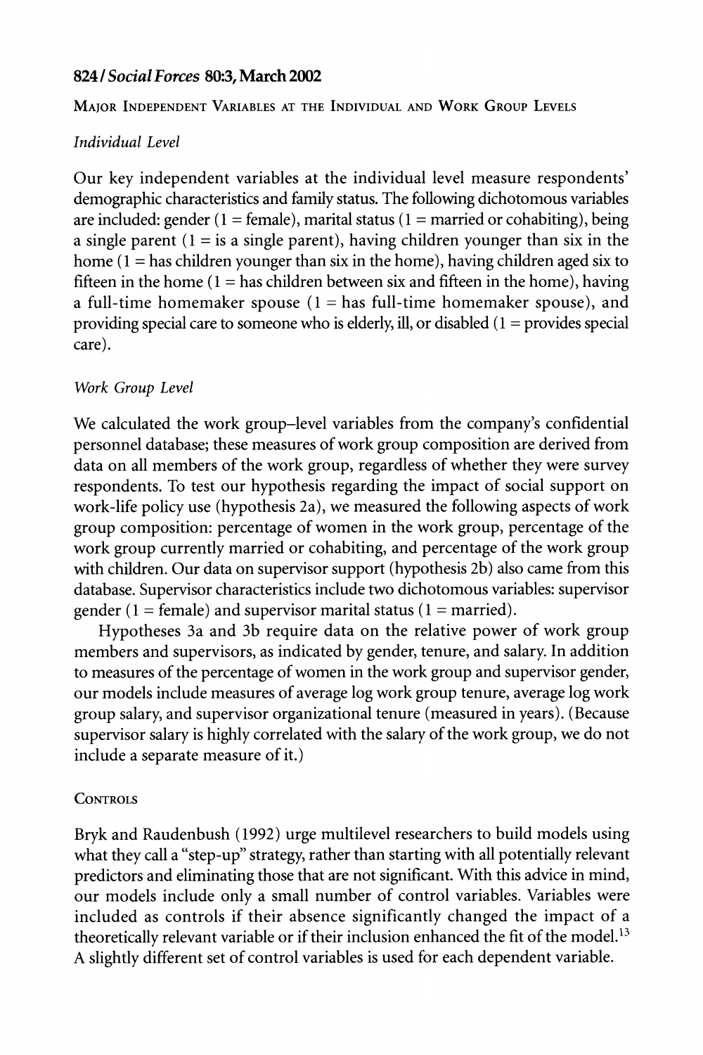## Major Independent Variables at the Individual and Work Group Levels

### *Individual Level*

Our key independent variables at the individual level measure respondents' demographic characteristics and family status. The following dichotomous variables are included: gender (1 = female), marital status (1 = married or cohabiting), being a single parent (1 = is a single parent), having children younger than six in the home (1 = has children younger than six in the home), having children aged six to fifteen in the home (1 = has children between six and fifteen in the home), having a full-time homemaker spouse (1 = has full-time homemaker spouse), and providing special care to someone who is elderly, ill, or disabled (1 = provides special care).

### *Work Group Level*

We calculated the work group–level variables from the company's confidential personnel database; these measures of work group composition are derived from data on all members of the work group, regardless of whether they were survey respondents. To test our hypothesis regarding the impact of social support on work-life policy use (hypothesis 2a), we measured the following aspects of work group composition: percentage of women in the work group, percentage of the work group currently married or cohabiting, and percentage of the work group with children. Our data on supervisor support (hypothesis 2b) also came from this database. Supervisor characteristics include two dichotomous variables: supervisor gender (1 = female) and supervisor marital status (1 = married).

Hypotheses 3a and 3b require data on the relative power of work group members and supervisors, as indicated by gender, tenure, and salary. In addition to measures of the percentage of women in the work group and supervisor gender, our models include measures of average log work group tenure, average log work group salary, and supervisor organizational tenure (measured in years). (Because supervisor salary is highly correlated with the salary of the work group, we do not include a separate measure of it.)

## Controls

Bryk and Raudenbush (1992) urge multilevel researchers to build models using what they call a "step-up" strategy, rather than starting with all potentially relevant predictors and eliminating those that are not significant. With this advice in mind, our models include only a small number of control variables. Variables were included as controls if their absence significantly changed the impact of a theoretically relevant variable or if their inclusion enhanced the fit of the model.[13] A slightly different set of control variables is used for each dependent variable.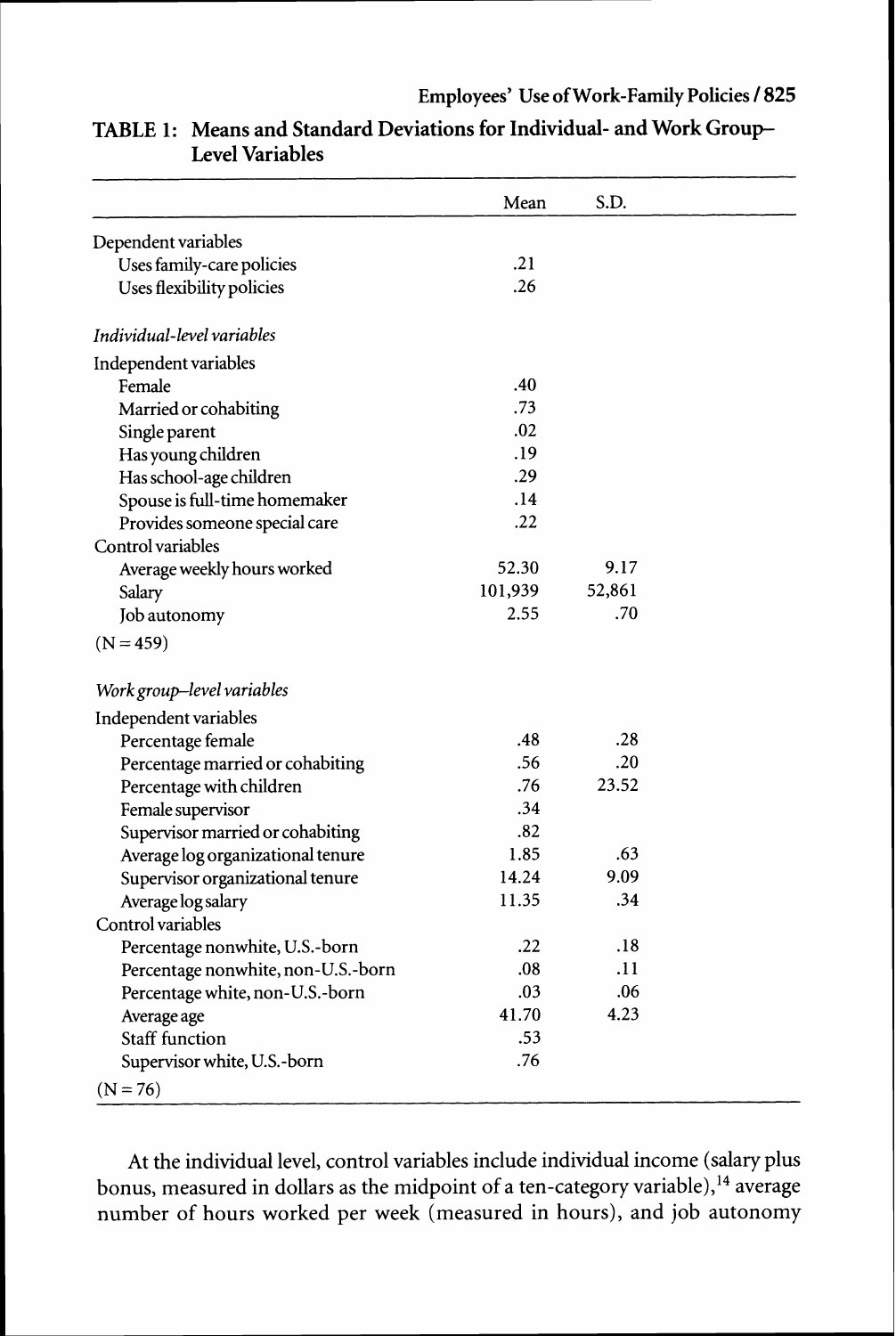**TABLE 1: Means and Standard Deviations for Individual- and Work Group–Level Variables**

| | Mean | S.D. |
|---|---|---|
| Dependent variables | | |
| Uses family-care policies | .21 | |
| Uses flexibility policies | .26 | |
| *Individual-level variables* | | |
| Independent variables | | |
| Female | .40 | |
| Married or cohabiting | .73 | |
| Single parent | .02 | |
| Has young children | .19 | |
| Has school-age children | .29 | |
| Spouse is full-time homemaker | .14 | |
| Provides someone special care | .22 | |
| Control variables | | |
| Average weekly hours worked | 52.30 | 9.17 |
| Salary | 101,939 | 52,861 |
| Job autonomy | 2.55 | .70 |
| (N = 459) | | |
| *Work group–level variables* | | |
| Independent variables | | |
| Percentage female | .48 | .28 |
| Percentage married or cohabiting | .56 | .20 |
| Percentage with children | .76 | 23.52 |
| Female supervisor | .34 | |
| Supervisor married or cohabiting | .82 | |
| Average log organizational tenure | 1.85 | .63 |
| Supervisor organizational tenure | 14.24 | 9.09 |
| Average log salary | 11.35 | .34 |
| Control variables | | |
| Percentage nonwhite, U.S.-born | .22 | .18 |
| Percentage nonwhite, non-U.S.-born | .08 | .11 |
| Percentage white, non-U.S.-born | .03 | .06 |
| Average age | 41.70 | 4.23 |
| Staff function | .53 | |
| Supervisor white, U.S.-born | .76 | |
| (N = 76) | | |

At the individual level, control variables include individual income (salary plus bonus, measured in dollars as the midpoint of a ten-category variable),[14] average number of hours worked per week (measured in hours), and job autonomy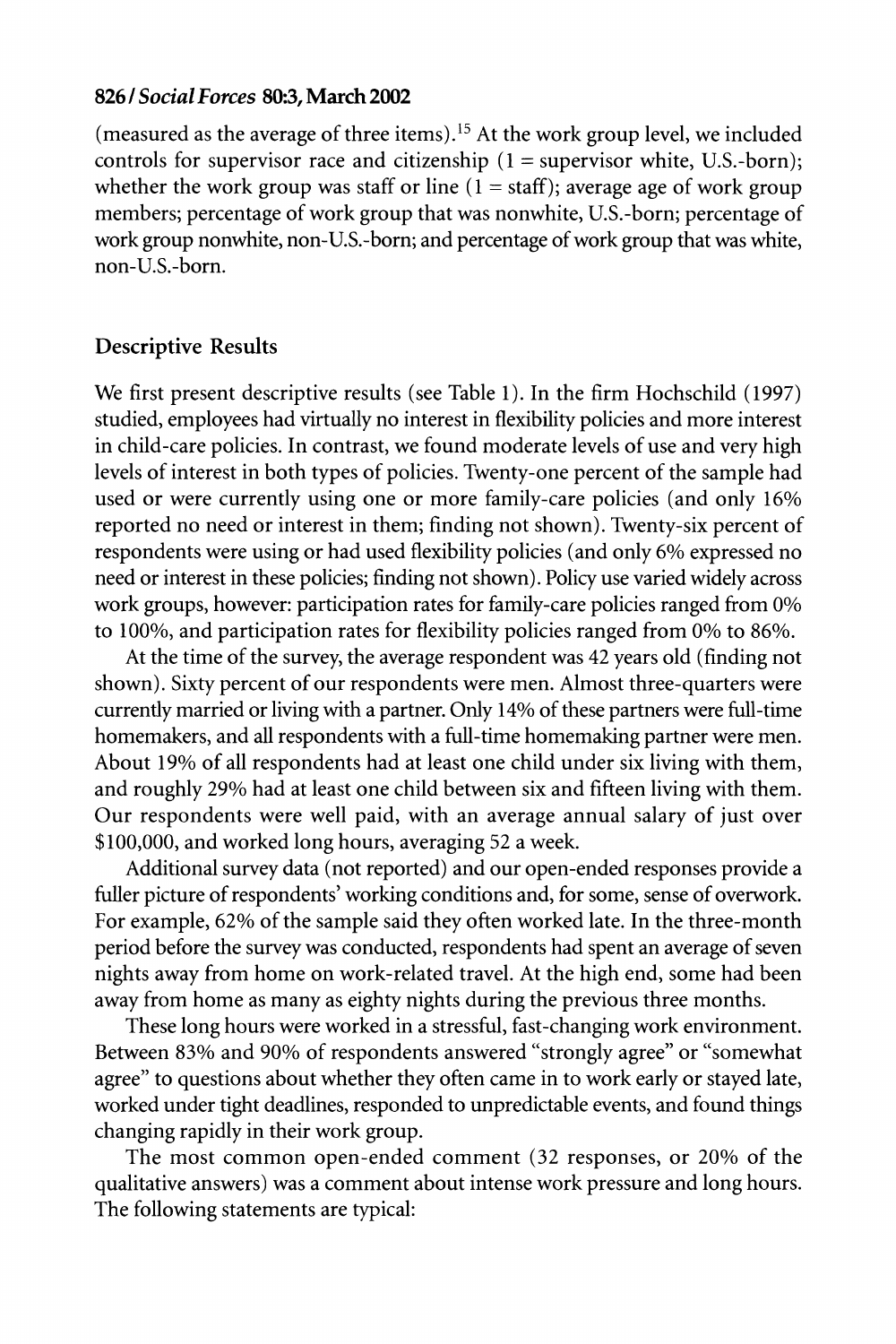(measured as the average of three items).[15] At the work group level, we included controls for supervisor race and citizenship (1 = supervisor white, U.S.-born); whether the work group was staff or line (1 = staff); average age of work group members; percentage of work group that was nonwhite, U.S.-born; percentage of work group nonwhite, non-U.S.-born; and percentage of work group that was white, non-U.S.-born.

## Descriptive Results

We first present descriptive results (see Table 1). In the firm Hochschild (1997) studied, employees had virtually no interest in flexibility policies and more interest in child-care policies. In contrast, we found moderate levels of use and very high levels of interest in both types of policies. Twenty-one percent of the sample had used or were currently using one or more family-care policies (and only 16% reported no need or interest in them; finding not shown). Twenty-six percent of respondents were using or had used flexibility policies (and only 6% expressed no need or interest in these policies; finding not shown). Policy use varied widely across work groups, however: participation rates for family-care policies ranged from 0% to 100%, and participation rates for flexibility policies ranged from 0% to 86%.

At the time of the survey, the average respondent was 42 years old (finding not shown). Sixty percent of our respondents were men. Almost three-quarters were currently married or living with a partner. Only 14% of these partners were full-time homemakers, and all respondents with a full-time homemaking partner were men. About 19% of all respondents had at least one child under six living with them, and roughly 29% had at least one child between six and fifteen living with them. Our respondents were well paid, with an average annual salary of just over $100,000, and worked long hours, averaging 52 a week.

Additional survey data (not reported) and our open-ended responses provide a fuller picture of respondents' working conditions and, for some, sense of overwork. For example, 62% of the sample said they often worked late. In the three-month period before the survey was conducted, respondents had spent an average of seven nights away from home on work-related travel. At the high end, some had been away from home as many as eighty nights during the previous three months.

These long hours were worked in a stressful, fast-changing work environment. Between 83% and 90% of respondents answered "strongly agree" or "somewhat agree" to questions about whether they often came in to work early or stayed late, worked under tight deadlines, responded to unpredictable events, and found things changing rapidly in their work group.

The most common open-ended comment (32 responses, or 20% of the qualitative answers) was a comment about intense work pressure and long hours. The following statements are typical: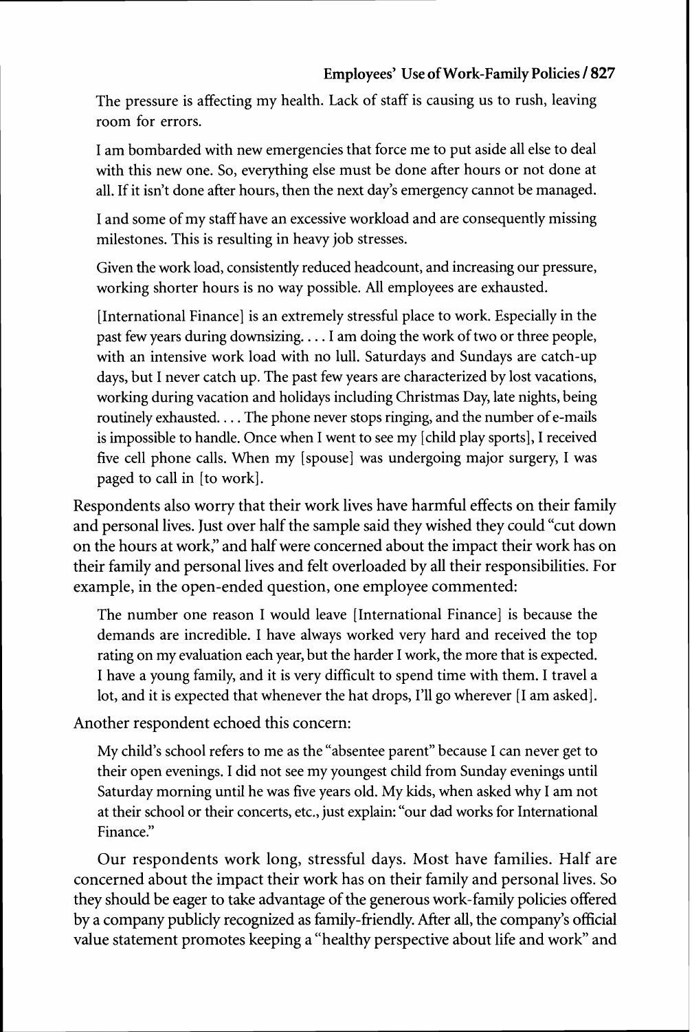> The pressure is affecting my health. Lack of staff is causing us to rush, leaving room for errors.

> I am bombarded with new emergencies that force me to put aside all else to deal with this new one. So, everything else must be done after hours or not done at all. If it isn't done after hours, then the next day's emergency cannot be managed.

> I and some of my staff have an excessive workload and are consequently missing milestones. This is resulting in heavy job stresses.

> Given the work load, consistently reduced headcount, and increasing our pressure, working shorter hours is no way possible. All employees are exhausted.

> [International Finance] is an extremely stressful place to work. Especially in the past few years during downsizing. . . . I am doing the work of two or three people, with an intensive work load with no lull. Saturdays and Sundays are catch-up days, but I never catch up. The past few years are characterized by lost vacations, working during vacation and holidays including Christmas Day, late nights, being routinely exhausted. . . . The phone never stops ringing, and the number of e-mails is impossible to handle. Once when I went to see my [child play sports], I received five cell phone calls. When my [spouse] was undergoing major surgery, I was paged to call in [to work].

Respondents also worry that their work lives have harmful effects on their family and personal lives. Just over half the sample said they wished they could "cut down on the hours at work," and half were concerned about the impact their work has on their family and personal lives and felt overloaded by all their responsibilities. For example, in the open-ended question, one employee commented:

> The number one reason I would leave [International Finance] is because the demands are incredible. I have always worked very hard and received the top rating on my evaluation each year, but the harder I work, the more that is expected. I have a young family, and it is very difficult to spend time with them. I travel a lot, and it is expected that whenever the hat drops, I'll go wherever [I am asked].

Another respondent echoed this concern:

> My child's school refers to me as the "absentee parent" because I can never get to their open evenings. I did not see my youngest child from Sunday evenings until Saturday morning until he was five years old. My kids, when asked why I am not at their school or their concerts, etc., just explain: "our dad works for International Finance."

Our respondents work long, stressful days. Most have families. Half are concerned about the impact their work has on their family and personal lives. So they should be eager to take advantage of the generous work-family policies offered by a company publicly recognized as family-friendly. After all, the company's official value statement promotes keeping a "healthy perspective about life and work" and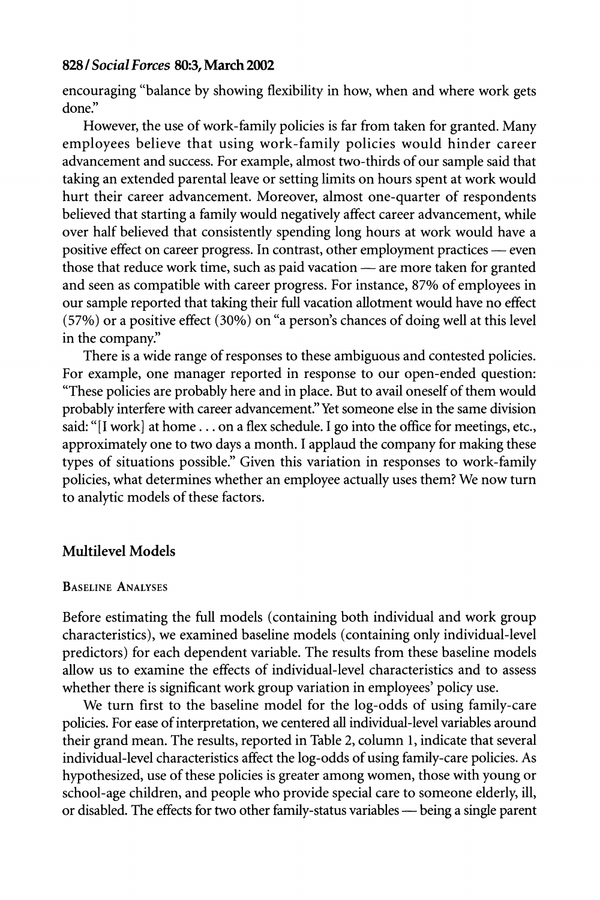encouraging "balance by showing flexibility in how, when and where work gets done."

However, the use of work-family policies is far from taken for granted. Many employees believe that using work-family policies would hinder career advancement and success. For example, almost two-thirds of our sample said that taking an extended parental leave or setting limits on hours spent at work would hurt their career advancement. Moreover, almost one-quarter of respondents believed that starting a family would negatively affect career advancement, while over half believed that consistently spending long hours at work would have a positive effect on career progress. In contrast, other employment practices — even those that reduce work time, such as paid vacation — are more taken for granted and seen as compatible with career progress. For instance, 87% of employees in our sample reported that taking their full vacation allotment would have no effect (57%) or a positive effect (30%) on "a person's chances of doing well at this level in the company."

There is a wide range of responses to these ambiguous and contested policies. For example, one manager reported in response to our open-ended question: "These policies are probably here and in place. But to avail oneself of them would probably interfere with career advancement." Yet someone else in the same division said: "[I work] at home . . . on a flex schedule. I go into the office for meetings, etc., approximately one to two days a month. I applaud the company for making these types of situations possible." Given this variation in responses to work-family policies, what determines whether an employee actually uses them? We now turn to analytic models of these factors.

## Multilevel Models

### Baseline Analyses

Before estimating the full models (containing both individual and work group characteristics), we examined baseline models (containing only individual-level predictors) for each dependent variable. The results from these baseline models allow us to examine the effects of individual-level characteristics and to assess whether there is significant work group variation in employees' policy use.

We turn first to the baseline model for the log-odds of using family-care policies. For ease of interpretation, we centered all individual-level variables around their grand mean. The results, reported in Table 2, column 1, indicate that several individual-level characteristics affect the log-odds of using family-care policies. As hypothesized, use of these policies is greater among women, those with young or school-age children, and people who provide special care to someone elderly, ill, or disabled. The effects for two other family-status variables — being a single parent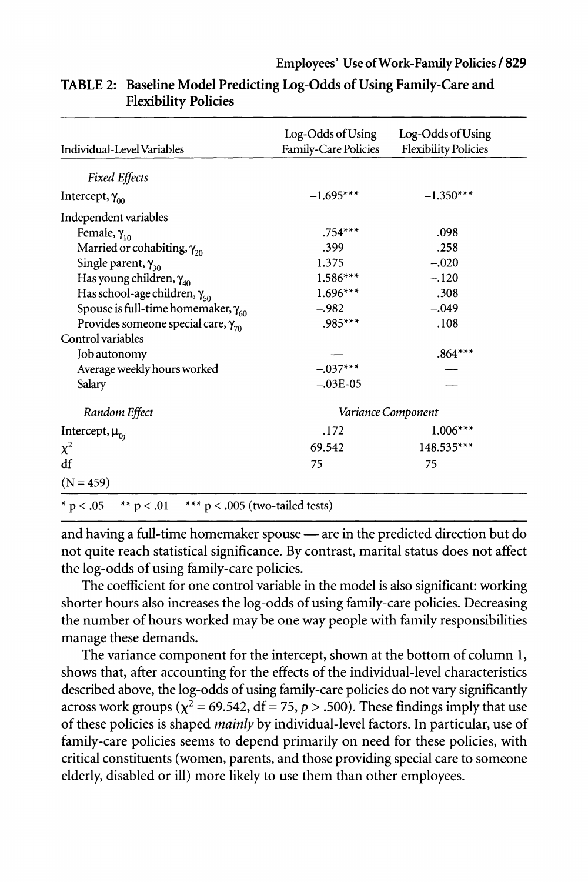**TABLE 2: Baseline Model Predicting Log-Odds of Using Family-Care and Flexibility Policies**

| Individual-Level Variables | Log-Odds of Using Family-Care Policies | Log-Odds of Using Flexibility Policies |
|---|---|---|
| *Fixed Effects* | | |
| Intercept, $\gamma_{00}$ | −1.695*** | −1.350*** |
| Independent variables | | |
| Female, $\gamma_{10}$ | .754*** | .098 |
| Married or cohabiting, $\gamma_{20}$ | .399 | .258 |
| Single parent, $\gamma_{30}$ | 1.375 | −.020 |
| Has young children, $\gamma_{40}$ | 1.586*** | −.120 |
| Has school-age children, $\gamma_{50}$ | 1.696*** | .308 |
| Spouse is full-time homemaker, $\gamma_{60}$ | −.982 | −.049 |
| Provides someone special care, $\gamma_{70}$ | .985*** | .108 |
| Control variables | | |
| Job autonomy | — | .864*** |
| Average weekly hours worked | −.037*** | — |
| Salary | −.03E-05 | — |
| *Random Effect* | *Variance Component* | |
| Intercept, $\mu_{0j}$ | .172 | 1.006*** |
| $\chi^2$ | 69.542 | 148.535*** |
| df | 75 | 75 |
| (N = 459) | | |

\* $p < .05$ \*\* $p < .01$ \*\*\* $p < .005$ (two-tailed tests)

and having a full-time homemaker spouse — are in the predicted direction but do not quite reach statistical significance. By contrast, marital status does not affect the log-odds of using family-care policies.

The coefficient for one control variable in the model is also significant: working shorter hours also increases the log-odds of using family-care policies. Decreasing the number of hours worked may be one way people with family responsibilities manage these demands.

The variance component for the intercept, shown at the bottom of column 1, shows that, after accounting for the effects of the individual-level characteristics described above, the log-odds of using family-care policies do not vary significantly across work groups ($\chi^2 = 69.542$, df = 75, $p > .500$). These findings imply that use of these policies is shaped *mainly* by individual-level factors. In particular, use of family-care policies seems to depend primarily on need for these policies, with critical constituents (women, parents, and those providing special care to someone elderly, disabled or ill) more likely to use them than other employees.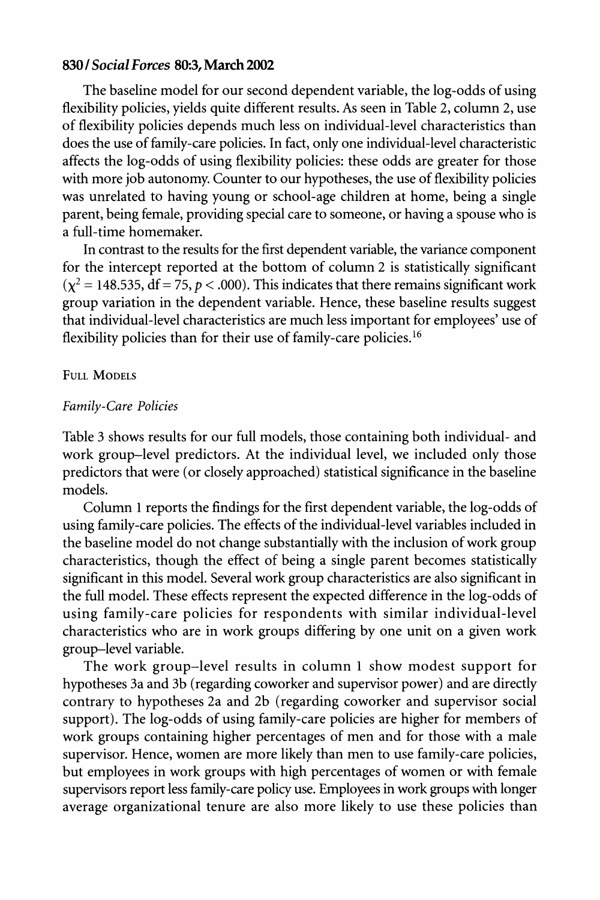The baseline model for our second dependent variable, the log-odds of using flexibility policies, yields quite different results. As seen in Table 2, column 2, use of flexibility policies depends much less on individual-level characteristics than does the use of family-care policies. In fact, only one individual-level characteristic affects the log-odds of using flexibility policies: these odds are greater for those with more job autonomy. Counter to our hypotheses, the use of flexibility policies was unrelated to having young or school-age children at home, being a single parent, being female, providing special care to someone, or having a spouse who is a full-time homemaker.

In contrast to the results for the first dependent variable, the variance component for the intercept reported at the bottom of column 2 is statistically significant ($\chi^2 = 148.535$, df = 75, $p < .000$). This indicates that there remains significant work group variation in the dependent variable. Hence, these baseline results suggest that individual-level characteristics are much less important for employees' use of flexibility policies than for their use of family-care policies.[16]

### Full Models

#### *Family-Care Policies*

Table 3 shows results for our full models, those containing both individual- and work group–level predictors. At the individual level, we included only those predictors that were (or closely approached) statistical significance in the baseline models.

Column 1 reports the findings for the first dependent variable, the log-odds of using family-care policies. The effects of the individual-level variables included in the baseline model do not change substantially with the inclusion of work group characteristics, though the effect of being a single parent becomes statistically significant in this model. Several work group characteristics are also significant in the full model. These effects represent the expected difference in the log-odds of using family-care policies for respondents with similar individual-level characteristics who are in work groups differing by one unit on a given work group–level variable.

The work group–level results in column 1 show modest support for hypotheses 3a and 3b (regarding coworker and supervisor power) and are directly contrary to hypotheses 2a and 2b (regarding coworker and supervisor social support). The log-odds of using family-care policies are higher for members of work groups containing higher percentages of men and for those with a male supervisor. Hence, women are more likely than men to use family-care policies, but employees in work groups with high percentages of women or with female supervisors report less family-care policy use. Employees in work groups with longer average organizational tenure are also more likely to use these policies than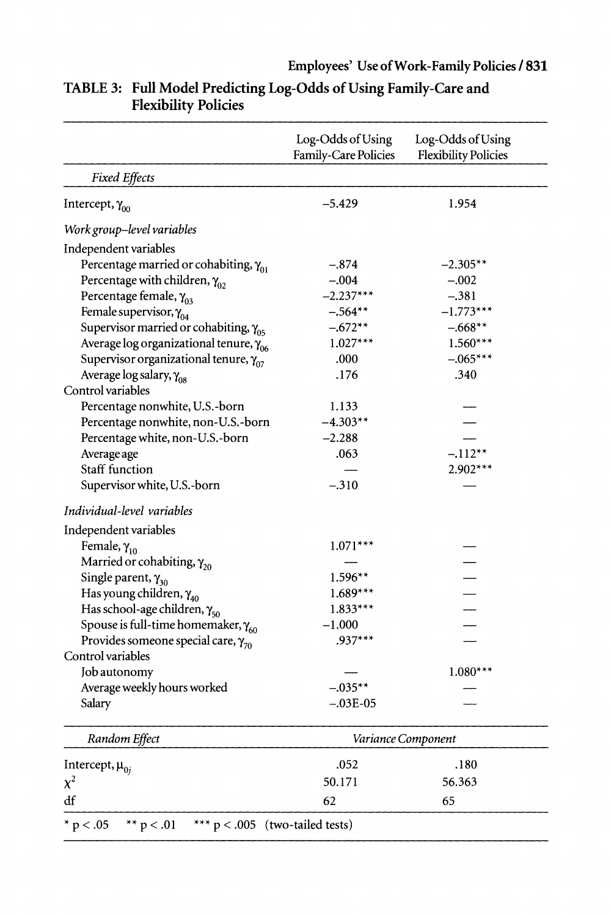**TABLE 3: Full Model Predicting Log-Odds of Using Family-Care and Flexibility Policies**

| | Log-Odds of Using Family-Care Policies | Log-Odds of Using Flexibility Policies |
|---|---|---|
| *Fixed Effects* | | |
| Intercept, $\gamma_{00}$ | −5.429 | 1.954 |
| *Work group–level variables* | | |
| Independent variables | | |
| Percentage married or cohabiting, $\gamma_{01}$ | −.874 | −2.305** |
| Percentage with children, $\gamma_{02}$ | −.004 | −.002 |
| Percentage female, $\gamma_{03}$ | −2.237*** | −.381 |
| Female supervisor, $\gamma_{04}$ | −.564** | −1.773*** |
| Supervisor married or cohabiting, $\gamma_{05}$ | −.672** | −.668** |
| Average log organizational tenure, $\gamma_{06}$ | 1.027*** | 1.560*** |
| Supervisor organizational tenure, $\gamma_{07}$ | .000 | −.065*** |
| Average log salary, $\gamma_{08}$ | .176 | .340 |
| Control variables | | |
| Percentage nonwhite, U.S.-born | 1.133 | — |
| Percentage nonwhite, non-U.S.-born | −4.303** | — |
| Percentage white, non-U.S.-born | −2.288 | — |
| Average age | .063 | −.112** |
| Staff function | — | 2.902*** |
| Supervisor white, U.S.-born | −.310 | — |
| *Individual-level variables* | | |
| Independent variables | | |
| Female, $\gamma_{10}$ | 1.071*** | — |
| Married or cohabiting, $\gamma_{20}$ | — | — |
| Single parent, $\gamma_{30}$ | 1.596** | — |
| Has young children, $\gamma_{40}$ | 1.689*** | — |
| Has school-age children, $\gamma_{50}$ | 1.833*** | — |
| Spouse is full-time homemaker, $\gamma_{60}$ | −1.000 | — |
| Provides someone special care, $\gamma_{70}$ | .937*** | — |
| Control variables | | |
| Job autonomy | — | 1.080*** |
| Average weekly hours worked | −.035** | — |
| Salary | −.03E-05 | — |
| *Random Effect* | *Variance Component* | |
| Intercept, $\mu_{0j}$ | .052 | .180 |
| $\chi^2$ | 50.171 | 56.363 |
| df | 62 | 65 |

\* $p < .05$ \*\* $p < .01$ \*\*\* $p < .005$ (two-tailed tests)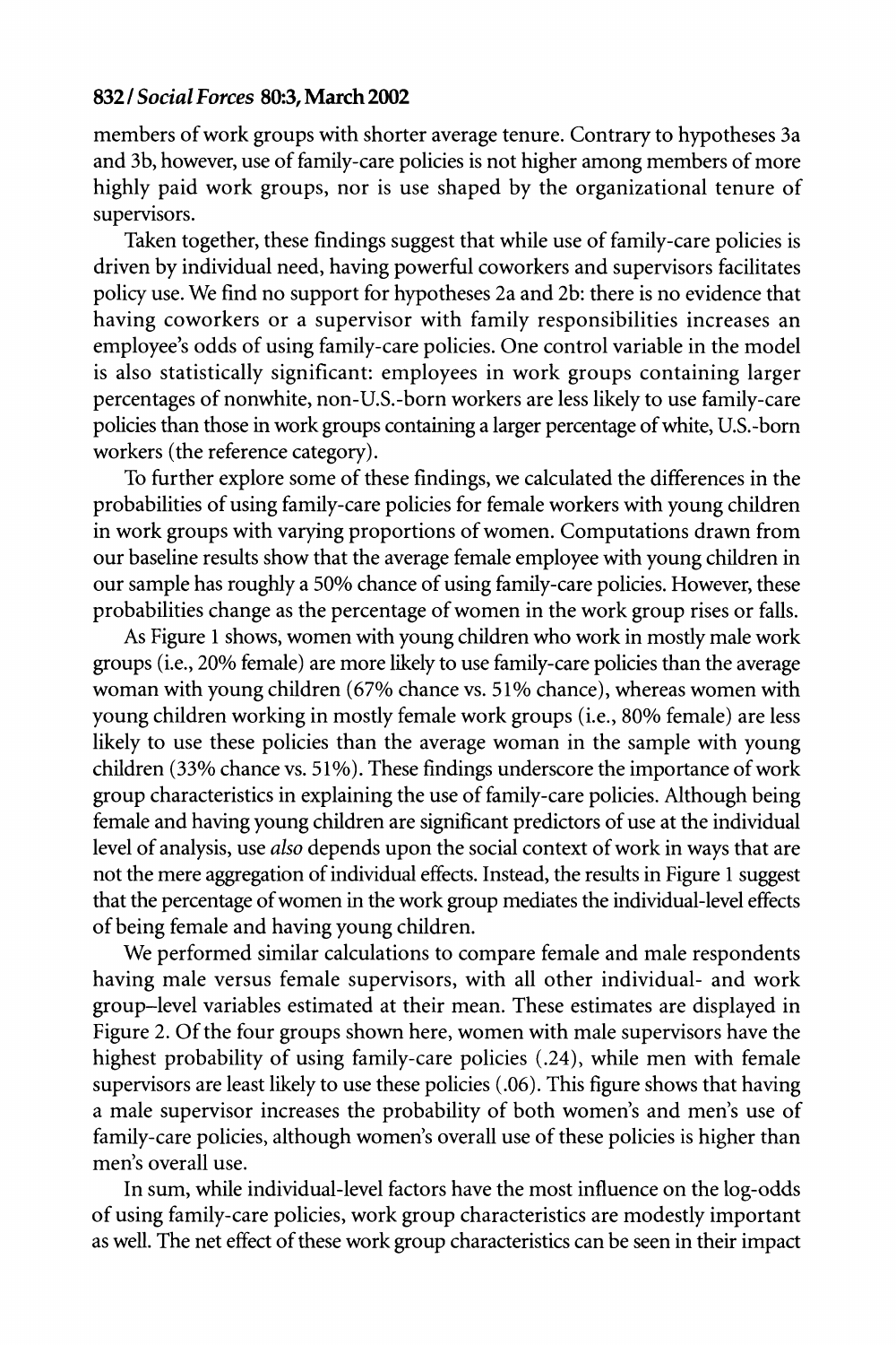members of work groups with shorter average tenure. Contrary to hypotheses 3a and 3b, however, use of family-care policies is not higher among members of more highly paid work groups, nor is use shaped by the organizational tenure of supervisors.

Taken together, these findings suggest that while use of family-care policies is driven by individual need, having powerful coworkers and supervisors facilitates policy use. We find no support for hypotheses 2a and 2b: there is no evidence that having coworkers or a supervisor with family responsibilities increases an employee's odds of using family-care policies. One control variable in the model is also statistically significant: employees in work groups containing larger percentages of nonwhite, non-U.S.-born workers are less likely to use family-care policies than those in work groups containing a larger percentage of white, U.S.-born workers (the reference category).

To further explore some of these findings, we calculated the differences in the probabilities of using family-care policies for female workers with young children in work groups with varying proportions of women. Computations drawn from our baseline results show that the average female employee with young children in our sample has roughly a 50% chance of using family-care policies. However, these probabilities change as the percentage of women in the work group rises or falls.

As Figure 1 shows, women with young children who work in mostly male work groups (i.e., 20% female) are more likely to use family-care policies than the average woman with young children (67% chance vs. 51% chance), whereas women with young children working in mostly female work groups (i.e., 80% female) are less likely to use these policies than the average woman in the sample with young children (33% chance vs. 51%). These findings underscore the importance of work group characteristics in explaining the use of family-care policies. Although being female and having young children are significant predictors of use at the individual level of analysis, use *also* depends upon the social context of work in ways that are not the mere aggregation of individual effects. Instead, the results in Figure 1 suggest that the percentage of women in the work group mediates the individual-level effects of being female and having young children.

We performed similar calculations to compare female and male respondents having male versus female supervisors, with all other individual- and work group–level variables estimated at their mean. These estimates are displayed in Figure 2. Of the four groups shown here, women with male supervisors have the highest probability of using family-care policies (.24), while men with female supervisors are least likely to use these policies (.06). This figure shows that having a male supervisor increases the probability of both women's and men's use of family-care policies, although women's overall use of these policies is higher than men's overall use.

In sum, while individual-level factors have the most influence on the log-odds of using family-care policies, work group characteristics are modestly important as well. The net effect of these work group characteristics can be seen in their impact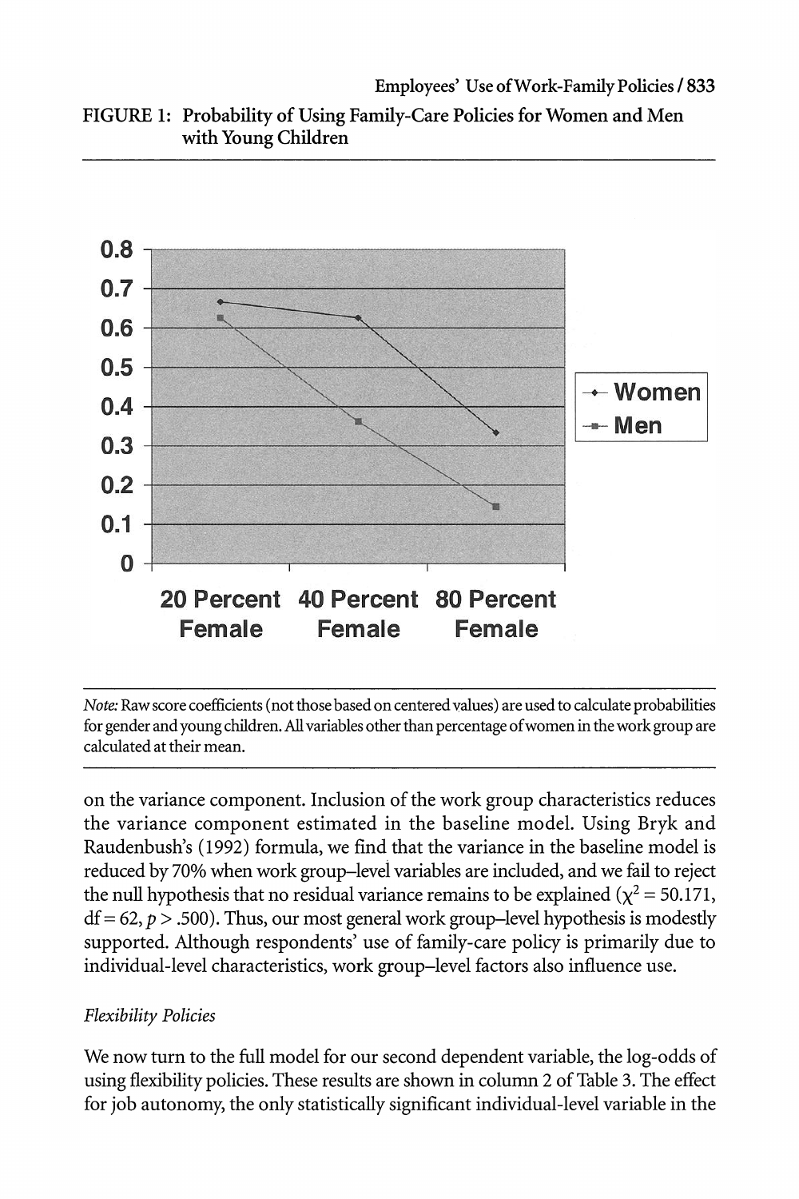FIGURE 1: Probability of Using Family-Care Policies for Women and Men with Young Children

*Note:* Raw score coefficients (not those based on centered values) are used to calculate probabilities for gender and young children. All variables other than percentage of women in the work group are calculated at their mean.

on the variance component. Inclusion of the work group characteristics reduces the variance component estimated in the baseline model. Using Bryk and Raudenbush's (1992) formula, we find that the variance in the baseline model is reduced by 70% when work group–level variables are included, and we fail to reject the null hypothesis that no residual variance remains to be explained ($\chi^2 = 50.171$, df = 62, $p > .500$). Thus, our most general work group–level hypothesis is modestly supported. Although respondents' use of family-care policy is primarily due to individual-level characteristics, work group–level factors also influence use.

*Flexibility Policies*

We now turn to the full model for our second dependent variable, the log-odds of using flexibility policies. These results are shown in column 2 of Table 3. The effect for job autonomy, the only statistically significant individual-level variable in the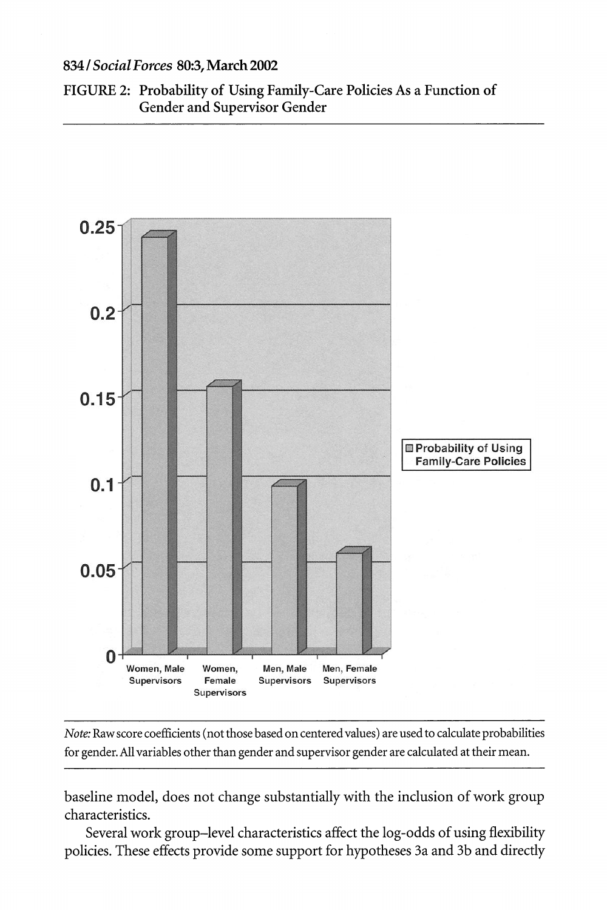FIGURE 2: Probability of Using Family-Care Policies As a Function of Gender and Supervisor Gender

*Note:* Raw score coefficients (not those based on centered values) are used to calculate probabilities for gender. All variables other than gender and supervisor gender are calculated at their mean.

baseline model, does not change substantially with the inclusion of work group characteristics.

Several work group–level characteristics affect the log-odds of using flexibility policies. These effects provide some support for hypotheses 3a and 3b and directly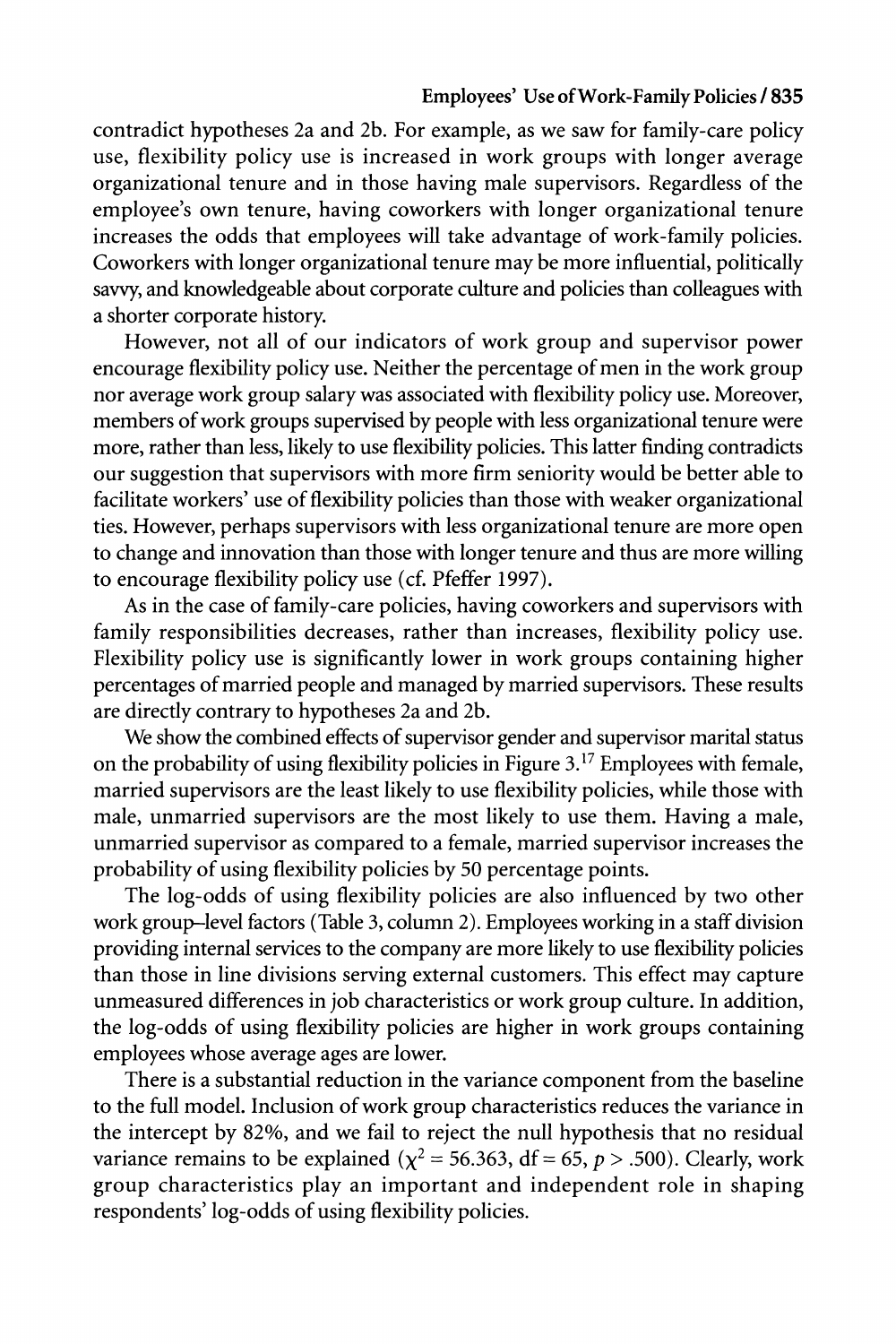contradict hypotheses 2a and 2b. For example, as we saw for family-care policy use, flexibility policy use is increased in work groups with longer average organizational tenure and in those having male supervisors. Regardless of the employee's own tenure, having coworkers with longer organizational tenure increases the odds that employees will take advantage of work-family policies. Coworkers with longer organizational tenure may be more influential, politically savvy, and knowledgeable about corporate culture and policies than colleagues with a shorter corporate history.

However, not all of our indicators of work group and supervisor power encourage flexibility policy use. Neither the percentage of men in the work group nor average work group salary was associated with flexibility policy use. Moreover, members of work groups supervised by people with less organizational tenure were more, rather than less, likely to use flexibility policies. This latter finding contradicts our suggestion that supervisors with more firm seniority would be better able to facilitate workers' use of flexibility policies than those with weaker organizational ties. However, perhaps supervisors with less organizational tenure are more open to change and innovation than those with longer tenure and thus are more willing to encourage flexibility policy use (cf. Pfeffer 1997).

As in the case of family-care policies, having coworkers and supervisors with family responsibilities decreases, rather than increases, flexibility policy use. Flexibility policy use is significantly lower in work groups containing higher percentages of married people and managed by married supervisors. These results are directly contrary to hypotheses 2a and 2b.

We show the combined effects of supervisor gender and supervisor marital status on the probability of using flexibility policies in Figure 3.[17] Employees with female, married supervisors are the least likely to use flexibility policies, while those with male, unmarried supervisors are the most likely to use them. Having a male, unmarried supervisor as compared to a female, married supervisor increases the probability of using flexibility policies by 50 percentage points.

The log-odds of using flexibility policies are also influenced by two other work group–level factors (Table 3, column 2). Employees working in a staff division providing internal services to the company are more likely to use flexibility policies than those in line divisions serving external customers. This effect may capture unmeasured differences in job characteristics or work group culture. In addition, the log-odds of using flexibility policies are higher in work groups containing employees whose average ages are lower.

There is a substantial reduction in the variance component from the baseline to the full model. Inclusion of work group characteristics reduces the variance in the intercept by 82%, and we fail to reject the null hypothesis that no residual variance remains to be explained ($\chi^2 = 56.363$, df = 65, $p > .500$). Clearly, work group characteristics play an important and independent role in shaping respondents' log-odds of using flexibility policies.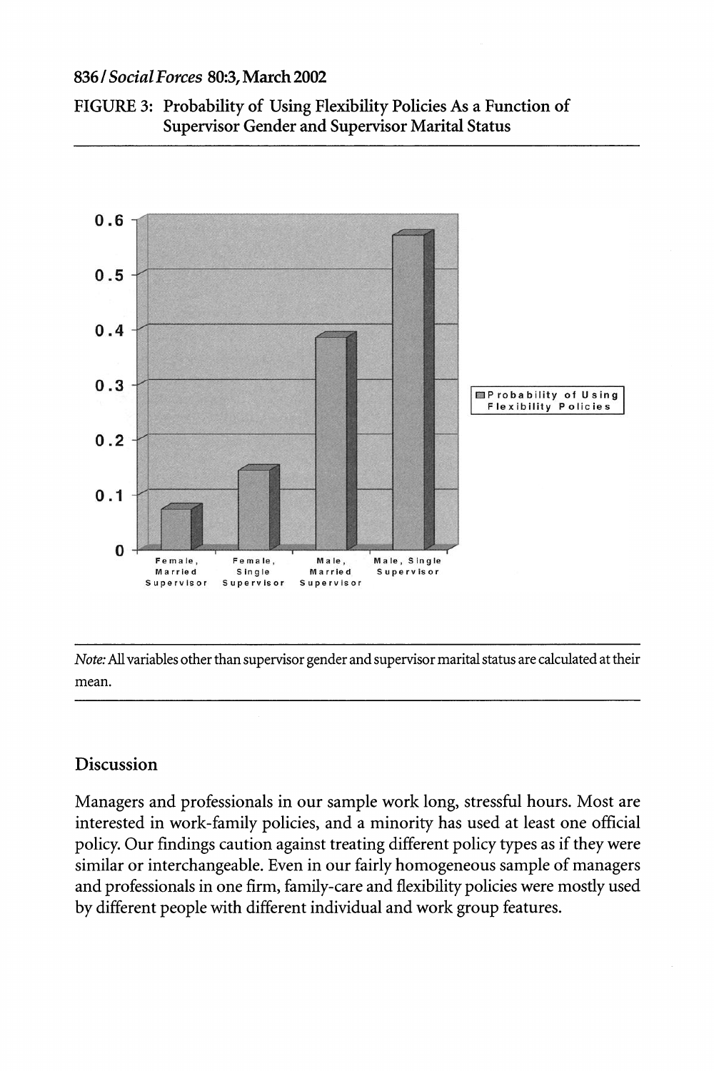FIGURE 3: Probability of Using Flexibility Policies As a Function of Supervisor Gender and Supervisor Marital Status

*Note:* All variables other than supervisor gender and supervisor marital status are calculated at their mean.

## Discussion

Managers and professionals in our sample work long, stressful hours. Most are interested in work-family policies, and a minority has used at least one official policy. Our findings caution against treating different policy types as if they were similar or interchangeable. Even in our fairly homogeneous sample of managers and professionals in one firm, family-care and flexibility policies were mostly used by different people with different individual and work group features.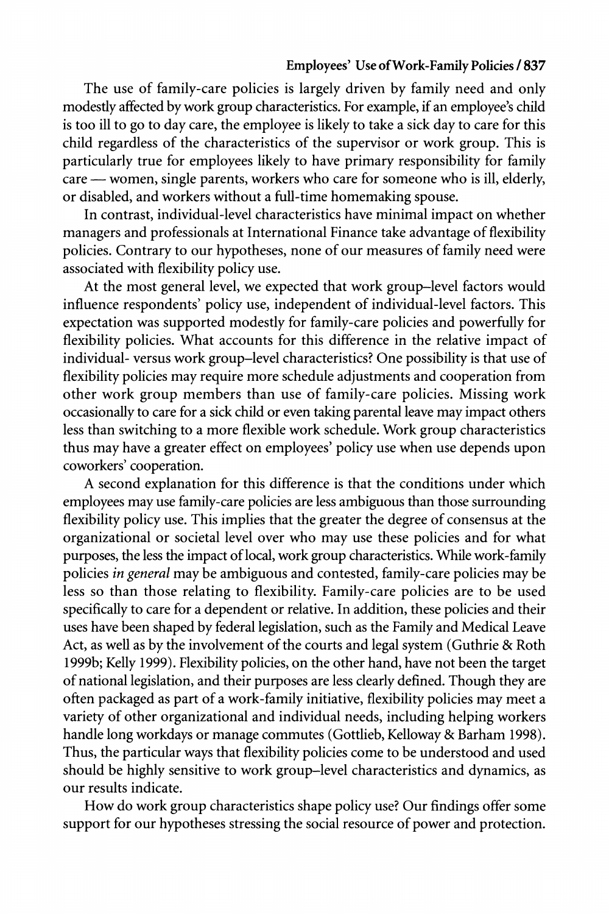The use of family-care policies is largely driven by family need and only modestly affected by work group characteristics. For example, if an employee's child is too ill to go to day care, the employee is likely to take a sick day to care for this child regardless of the characteristics of the supervisor or work group. This is particularly true for employees likely to have primary responsibility for family care — women, single parents, workers who care for someone who is ill, elderly, or disabled, and workers without a full-time homemaking spouse.

In contrast, individual-level characteristics have minimal impact on whether managers and professionals at International Finance take advantage of flexibility policies. Contrary to our hypotheses, none of our measures of family need were associated with flexibility policy use.

At the most general level, we expected that work group–level factors would influence respondents' policy use, independent of individual-level factors. This expectation was supported modestly for family-care policies and powerfully for flexibility policies. What accounts for this difference in the relative impact of individual- versus work group–level characteristics? One possibility is that use of flexibility policies may require more schedule adjustments and cooperation from other work group members than use of family-care policies. Missing work occasionally to care for a sick child or even taking parental leave may impact others less than switching to a more flexible work schedule. Work group characteristics thus may have a greater effect on employees' policy use when use depends upon coworkers' cooperation.

A second explanation for this difference is that the conditions under which employees may use family-care policies are less ambiguous than those surrounding flexibility policy use. This implies that the greater the degree of consensus at the organizational or societal level over who may use these policies and for what purposes, the less the impact of local, work group characteristics. While work-family policies *in general* may be ambiguous and contested, family-care policies may be less so than those relating to flexibility. Family-care policies are to be used specifically to care for a dependent or relative. In addition, these policies and their uses have been shaped by federal legislation, such as the Family and Medical Leave Act, as well as by the involvement of the courts and legal system (Guthrie & Roth 1999b; Kelly 1999). Flexibility policies, on the other hand, have not been the target of national legislation, and their purposes are less clearly defined. Though they are often packaged as part of a work-family initiative, flexibility policies may meet a variety of other organizational and individual needs, including helping workers handle long workdays or manage commutes (Gottlieb, Kelloway & Barham 1998). Thus, the particular ways that flexibility policies come to be understood and used should be highly sensitive to work group–level characteristics and dynamics, as our results indicate.

How do work group characteristics shape policy use? Our findings offer some support for our hypotheses stressing the social resource of power and protection.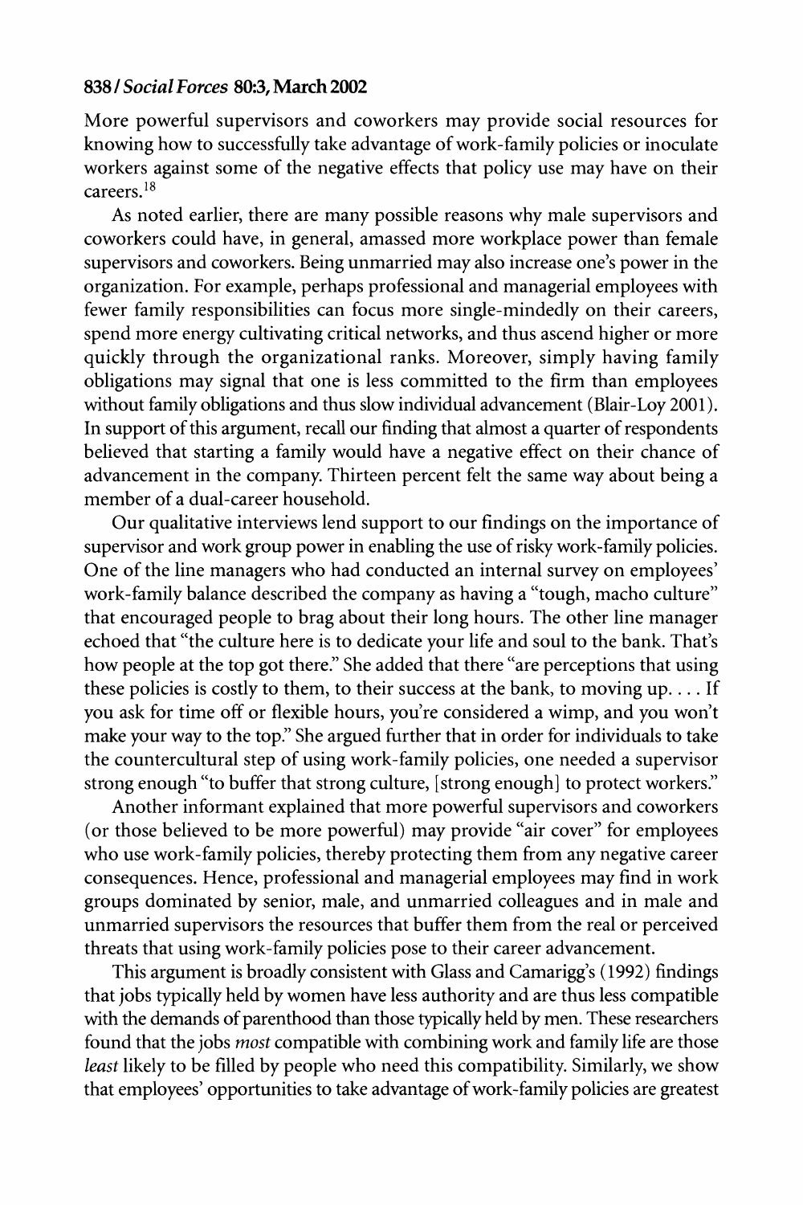More powerful supervisors and coworkers may provide social resources for knowing how to successfully take advantage of work-family policies or inoculate workers against some of the negative effects that policy use may have on their careers.[18]

As noted earlier, there are many possible reasons why male supervisors and coworkers could have, in general, amassed more workplace power than female supervisors and coworkers. Being unmarried may also increase one's power in the organization. For example, perhaps professional and managerial employees with fewer family responsibilities can focus more single-mindedly on their careers, spend more energy cultivating critical networks, and thus ascend higher or more quickly through the organizational ranks. Moreover, simply having family obligations may signal that one is less committed to the firm than employees without family obligations and thus slow individual advancement (Blair-Loy 2001). In support of this argument, recall our finding that almost a quarter of respondents believed that starting a family would have a negative effect on their chance of advancement in the company. Thirteen percent felt the same way about being a member of a dual-career household.

Our qualitative interviews lend support to our findings on the importance of supervisor and work group power in enabling the use of risky work-family policies. One of the line managers who had conducted an internal survey on employees' work-family balance described the company as having a "tough, macho culture" that encouraged people to brag about their long hours. The other line manager echoed that "the culture here is to dedicate your life and soul to the bank. That's how people at the top got there." She added that there "are perceptions that using these policies is costly to them, to their success at the bank, to moving up. . . . If you ask for time off or flexible hours, you're considered a wimp, and you won't make your way to the top." She argued further that in order for individuals to take the countercultural step of using work-family policies, one needed a supervisor strong enough "to buffer that strong culture, [strong enough] to protect workers."

Another informant explained that more powerful supervisors and coworkers (or those believed to be more powerful) may provide "air cover" for employees who use work-family policies, thereby protecting them from any negative career consequences. Hence, professional and managerial employees may find in work groups dominated by senior, male, and unmarried colleagues and in male and unmarried supervisors the resources that buffer them from the real or perceived threats that using work-family policies pose to their career advancement.

This argument is broadly consistent with Glass and Camarigg's (1992) findings that jobs typically held by women have less authority and are thus less compatible with the demands of parenthood than those typically held by men. These researchers found that the jobs *most* compatible with combining work and family life are those *least* likely to be filled by people who need this compatibility. Similarly, we show that employees' opportunities to take advantage of work-family policies are greatest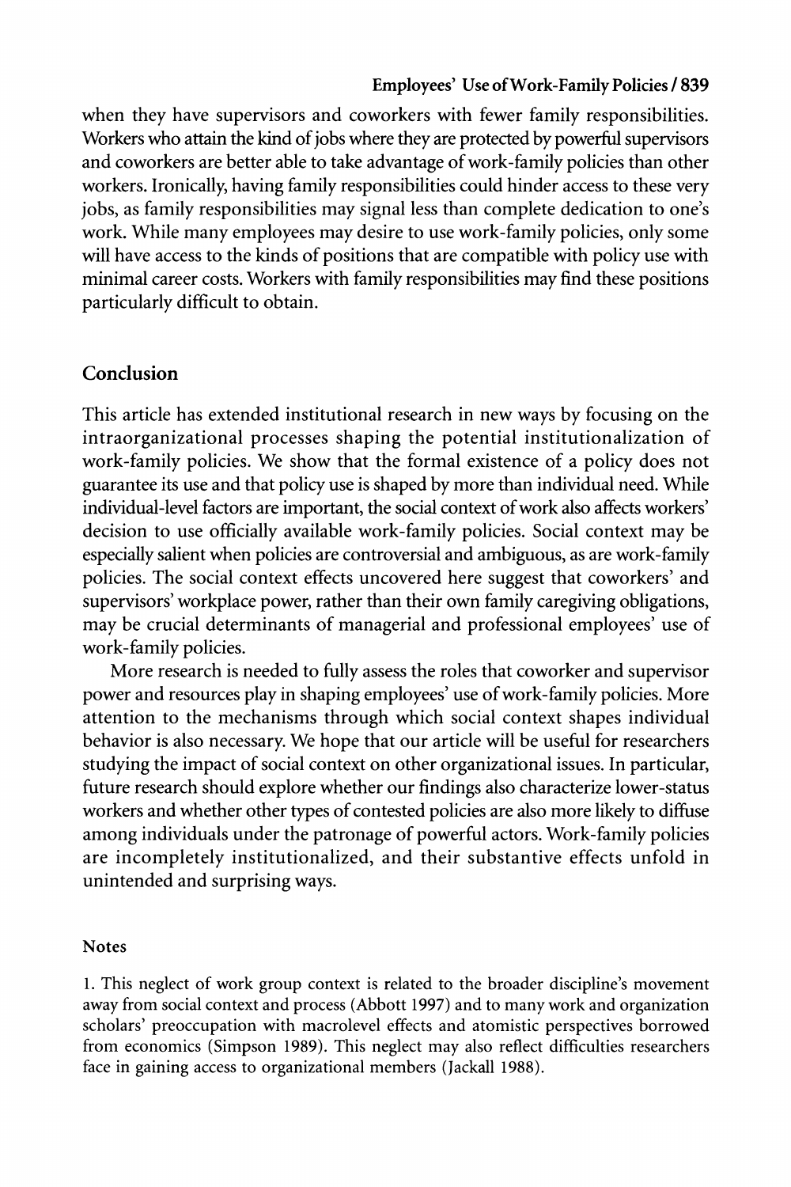when they have supervisors and coworkers with fewer family responsibilities. Workers who attain the kind of jobs where they are protected by powerful supervisors and coworkers are better able to take advantage of work-family policies than other workers. Ironically, having family responsibilities could hinder access to these very jobs, as family responsibilities may signal less than complete dedication to one's work. While many employees may desire to use work-family policies, only some will have access to the kinds of positions that are compatible with policy use with minimal career costs. Workers with family responsibilities may find these positions particularly difficult to obtain.

## Conclusion

This article has extended institutional research in new ways by focusing on the intraorganizational processes shaping the potential institutionalization of work-family policies. We show that the formal existence of a policy does not guarantee its use and that policy use is shaped by more than individual need. While individual-level factors are important, the social context of work also affects workers' decision to use officially available work-family policies. Social context may be especially salient when policies are controversial and ambiguous, as are work-family policies. The social context effects uncovered here suggest that coworkers' and supervisors' workplace power, rather than their own family caregiving obligations, may be crucial determinants of managerial and professional employees' use of work-family policies.

More research is needed to fully assess the roles that coworker and supervisor power and resources play in shaping employees' use of work-family policies. More attention to the mechanisms through which social context shapes individual behavior is also necessary. We hope that our article will be useful for researchers studying the impact of social context on other organizational issues. In particular, future research should explore whether our findings also characterize lower-status workers and whether other types of contested policies are also more likely to diffuse among individuals under the patronage of powerful actors. Work-family policies are incompletely institutionalized, and their substantive effects unfold in unintended and surprising ways.

### Notes

1. This neglect of work group context is related to the broader discipline's movement away from social context and process (Abbott 1997) and to many work and organization scholars' preoccupation with macrolevel effects and atomistic perspectives borrowed from economics (Simpson 1989). This neglect may also reflect difficulties researchers face in gaining access to organizational members (Jackall 1988).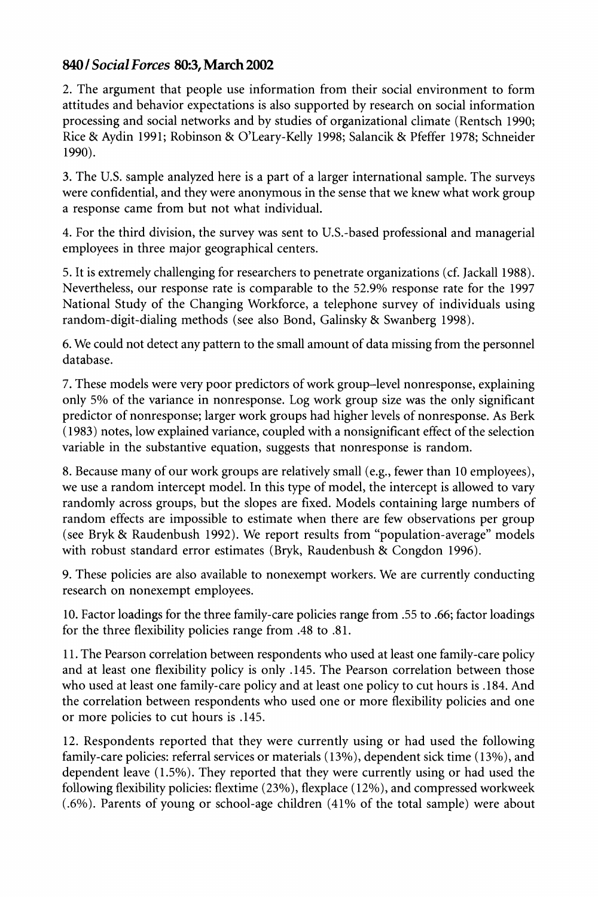2. The argument that people use information from their social environment to form attitudes and behavior expectations is also supported by research on social information processing and social networks and by studies of organizational climate (Rentsch 1990; Rice & Aydin 1991; Robinson & O'Leary-Kelly 1998; Salancik & Pfeffer 1978; Schneider 1990).

3. The U.S. sample analyzed here is a part of a larger international sample. The surveys were confidential, and they were anonymous in the sense that we knew what work group a response came from but not what individual.

4. For the third division, the survey was sent to U.S.-based professional and managerial employees in three major geographical centers.

5. It is extremely challenging for researchers to penetrate organizations (cf. Jackall 1988). Nevertheless, our response rate is comparable to the 52.9% response rate for the 1997 National Study of the Changing Workforce, a telephone survey of individuals using random-digit-dialing methods (see also Bond, Galinsky & Swanberg 1998).

6. We could not detect any pattern to the small amount of data missing from the personnel database.

7. These models were very poor predictors of work group–level nonresponse, explaining only 5% of the variance in nonresponse. Log work group size was the only significant predictor of nonresponse; larger work groups had higher levels of nonresponse. As Berk (1983) notes, low explained variance, coupled with a nonsignificant effect of the selection variable in the substantive equation, suggests that nonresponse is random.

8. Because many of our work groups are relatively small (e.g., fewer than 10 employees), we use a random intercept model. In this type of model, the intercept is allowed to vary randomly across groups, but the slopes are fixed. Models containing large numbers of random effects are impossible to estimate when there are few observations per group (see Bryk & Raudenbush 1992). We report results from "population-average" models with robust standard error estimates (Bryk, Raudenbush & Congdon 1996).

9. These policies are also available to nonexempt workers. We are currently conducting research on nonexempt employees.

10. Factor loadings for the three family-care policies range from .55 to .66; factor loadings for the three flexibility policies range from .48 to .81.

11. The Pearson correlation between respondents who used at least one family-care policy and at least one flexibility policy is only .145. The Pearson correlation between those who used at least one family-care policy and at least one policy to cut hours is .184. And the correlation between respondents who used one or more flexibility policies and one or more policies to cut hours is .145.

12. Respondents reported that they were currently using or had used the following family-care policies: referral services or materials (13%), dependent sick time (13%), and dependent leave (1.5%). They reported that they were currently using or had used the following flexibility policies: flextime (23%), flexplace (12%), and compressed workweek (.6%). Parents of young or school-age children (41% of the total sample) were about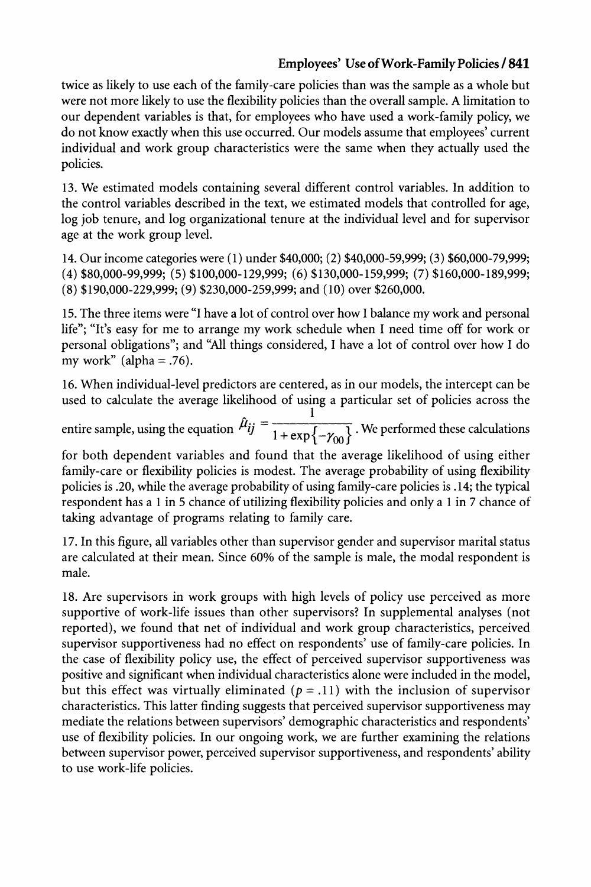twice as likely to use each of the family-care policies than was the sample as a whole but were not more likely to use the flexibility policies than the overall sample. A limitation to our dependent variables is that, for employees who have used a work-family policy, we do not know exactly when this use occurred. Our models assume that employees' current individual and work group characteristics were the same when they actually used the policies.

13. We estimated models containing several different control variables. In addition to the control variables described in the text, we estimated models that controlled for age, log job tenure, and log organizational tenure at the individual level and for supervisor age at the work group level.

14. Our income categories were (1) under $40,000; (2) $40,000-59,999; (3) $60,000-79,999; (4) $80,000-99,999; (5) $100,000-129,999; (6) $130,000-159,999; (7) $160,000-189,999; (8) $190,000-229,999; (9) $230,000-259,999; and (10) over $260,000.

15. The three items were "I have a lot of control over how I balance my work and personal life"; "It's easy for me to arrange my work schedule when I need time off for work or personal obligations"; and "All things considered, I have a lot of control over how I do my work" (alpha = .76).

16. When individual-level predictors are centered, as in our models, the intercept can be used to calculate the average likelihood of using a particular set of policies across the entire sample, using the equation $\hat{\mu}_{ij} = \dfrac{1}{1+\exp\{-\gamma_{00}\}}$. We performed these calculations for both dependent variables and found that the average likelihood of using either family-care or flexibility policies is modest. The average probability of using flexibility policies is .20, while the average probability of using family-care policies is .14; the typical respondent has a 1 in 5 chance of utilizing flexibility policies and only a 1 in 7 chance of taking advantage of programs relating to family care.

17. In this figure, all variables other than supervisor gender and supervisor marital status are calculated at their mean. Since 60% of the sample is male, the modal respondent is male.

18. Are supervisors in work groups with high levels of policy use perceived as more supportive of work-life issues than other supervisors? In supplemental analyses (not reported), we found that net of individual and work group characteristics, perceived supervisor supportiveness had no effect on respondents' use of family-care policies. In the case of flexibility policy use, the effect of perceived supervisor supportiveness was positive and significant when individual characteristics alone were included in the model, but this effect was virtually eliminated ($p = .11$) with the inclusion of supervisor characteristics. This latter finding suggests that perceived supervisor supportiveness may mediate the relations between supervisors' demographic characteristics and respondents' use of flexibility policies. In our ongoing work, we are further examining the relations between supervisor power, perceived supervisor supportiveness, and respondents' ability to use work-life policies.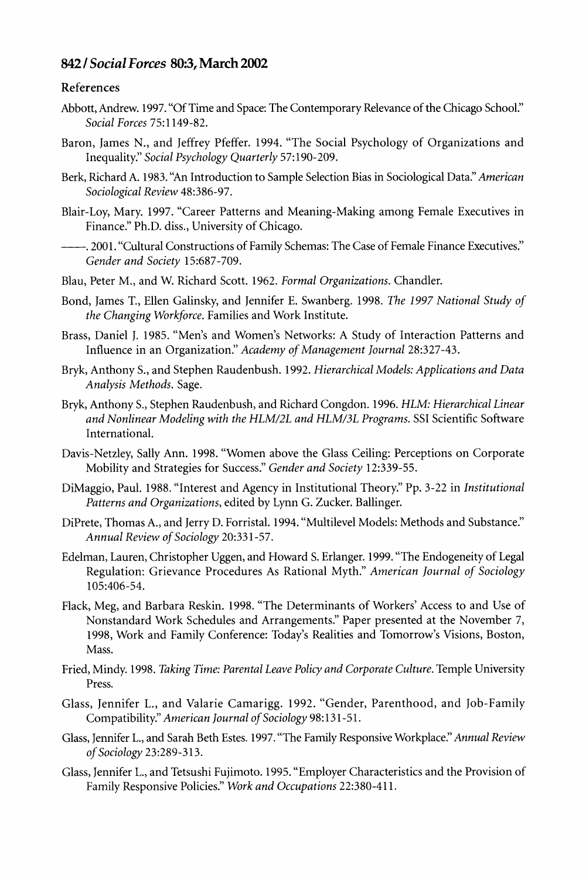## References

Abbott, Andrew. 1997. "Of Time and Space: The Contemporary Relevance of the Chicago School." *Social Forces* 75:1149-82.

Baron, James N., and Jeffrey Pfeffer. 1994. "The Social Psychology of Organizations and Inequality." *Social Psychology Quarterly* 57:190-209.

Berk, Richard A. 1983. "An Introduction to Sample Selection Bias in Sociological Data." *American Sociological Review* 48:386-97.

Blair-Loy, Mary. 1997. "Career Patterns and Meaning-Making among Female Executives in Finance." Ph.D. diss., University of Chicago.

———. 2001. "Cultural Constructions of Family Schemas: The Case of Female Finance Executives." *Gender and Society* 15:687-709.

Blau, Peter M., and W. Richard Scott. 1962. *Formal Organizations*. Chandler.

Bond, James T., Ellen Galinsky, and Jennifer E. Swanberg. 1998. *The 1997 National Study of the Changing Workforce*. Families and Work Institute.

Brass, Daniel J. 1985. "Men's and Women's Networks: A Study of Interaction Patterns and Influence in an Organization." *Academy of Management Journal* 28:327-43.

Bryk, Anthony S., and Stephen Raudenbush. 1992. *Hierarchical Models: Applications and Data Analysis Methods*. Sage.

Bryk, Anthony S., Stephen Raudenbush, and Richard Congdon. 1996. *HLM: Hierarchical Linear and Nonlinear Modeling with the HLM/2L and HLM/3L Programs*. SSI Scientific Software International.

Davis-Netzley, Sally Ann. 1998. "Women above the Glass Ceiling: Perceptions on Corporate Mobility and Strategies for Success." *Gender and Society* 12:339-55.

DiMaggio, Paul. 1988. "Interest and Agency in Institutional Theory." Pp. 3-22 in *Institutional Patterns and Organizations*, edited by Lynn G. Zucker. Ballinger.

DiPrete, Thomas A., and Jerry D. Forristal. 1994. "Multilevel Models: Methods and Substance." *Annual Review of Sociology* 20:331-57.

Edelman, Lauren, Christopher Uggen, and Howard S. Erlanger. 1999. "The Endogeneity of Legal Regulation: Grievance Procedures As Rational Myth." *American Journal of Sociology* 105:406-54.

Flack, Meg, and Barbara Reskin. 1998. "The Determinants of Workers' Access to and Use of Nonstandard Work Schedules and Arrangements." Paper presented at the November 7, 1998, Work and Family Conference: Today's Realities and Tomorrow's Visions, Boston, Mass.

Fried, Mindy. 1998. *Taking Time: Parental Leave Policy and Corporate Culture*. Temple University Press.

Glass, Jennifer L., and Valarie Camarigg. 1992. "Gender, Parenthood, and Job-Family Compatibility." *American Journal of Sociology* 98:131-51.

Glass, Jennifer L., and Sarah Beth Estes. 1997. "The Family Responsive Workplace." *Annual Review of Sociology* 23:289-313.

Glass, Jennifer L., and Tetsushi Fujimoto. 1995. "Employer Characteristics and the Provision of Family Responsive Policies." *Work and Occupations* 22:380-411.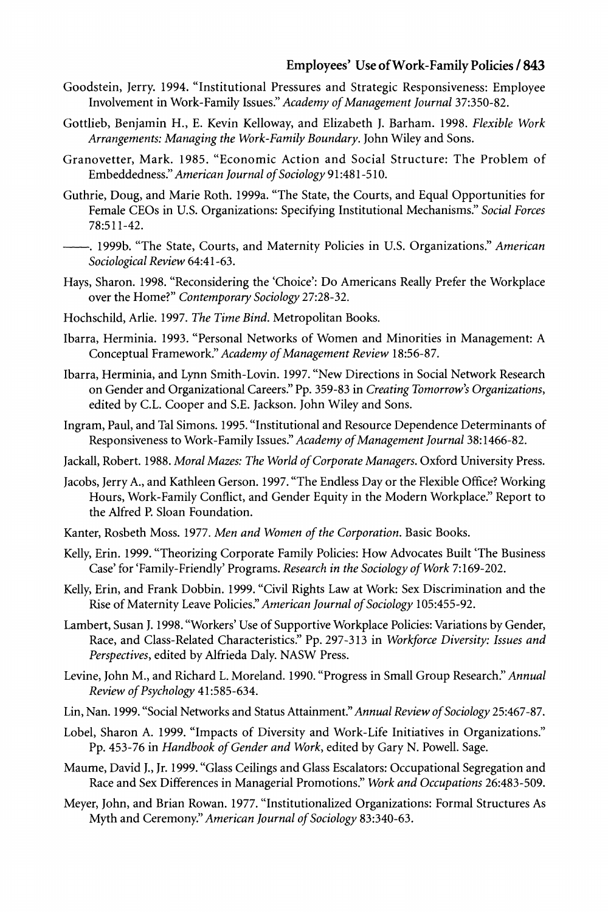Goodstein, Jerry. 1994. "Institutional Pressures and Strategic Responsiveness: Employee Involvement in Work-Family Issues." *Academy of Management Journal* 37:350-82.

Gottlieb, Benjamin H., E. Kevin Kelloway, and Elizabeth J. Barham. 1998. *Flexible Work Arrangements: Managing the Work-Family Boundary*. John Wiley and Sons.

Granovetter, Mark. 1985. "Economic Action and Social Structure: The Problem of Embeddedness." *American Journal of Sociology* 91:481-510.

Guthrie, Doug, and Marie Roth. 1999a. "The State, the Courts, and Equal Opportunities for Female CEOs in U.S. Organizations: Specifying Institutional Mechanisms." *Social Forces* 78:511-42.

——. 1999b. "The State, Courts, and Maternity Policies in U.S. Organizations." *American Sociological Review* 64:41-63.

Hays, Sharon. 1998. "Reconsidering the 'Choice': Do Americans Really Prefer the Workplace over the Home?" *Contemporary Sociology* 27:28-32.

Hochschild, Arlie. 1997. *The Time Bind*. Metropolitan Books.

Ibarra, Herminia. 1993. "Personal Networks of Women and Minorities in Management: A Conceptual Framework." *Academy of Management Review* 18:56-87.

Ibarra, Herminia, and Lynn Smith-Lovin. 1997. "New Directions in Social Network Research on Gender and Organizational Careers." Pp. 359-83 in *Creating Tomorrow's Organizations*, edited by C.L. Cooper and S.E. Jackson. John Wiley and Sons.

Ingram, Paul, and Tal Simons. 1995. "Institutional and Resource Dependence Determinants of Responsiveness to Work-Family Issues." *Academy of Management Journal* 38:1466-82.

Jackall, Robert. 1988. *Moral Mazes: The World of Corporate Managers*. Oxford University Press.

Jacobs, Jerry A., and Kathleen Gerson. 1997. "The Endless Day or the Flexible Office? Working Hours, Work-Family Conflict, and Gender Equity in the Modern Workplace." Report to the Alfred P. Sloan Foundation.

Kanter, Rosbeth Moss. 1977. *Men and Women of the Corporation*. Basic Books.

Kelly, Erin. 1999. "Theorizing Corporate Family Policies: How Advocates Built 'The Business Case' for 'Family-Friendly' Programs. *Research in the Sociology of Work* 7:169-202.

Kelly, Erin, and Frank Dobbin. 1999. "Civil Rights Law at Work: Sex Discrimination and the Rise of Maternity Leave Policies." *American Journal of Sociology* 105:455-92.

Lambert, Susan J. 1998. "Workers' Use of Supportive Workplace Policies: Variations by Gender, Race, and Class-Related Characteristics." Pp. 297-313 in *Workforce Diversity: Issues and Perspectives*, edited by Alfrieda Daly. NASW Press.

Levine, John M., and Richard L. Moreland. 1990. "Progress in Small Group Research." *Annual Review of Psychology* 41:585-634.

Lin, Nan. 1999. "Social Networks and Status Attainment." *Annual Review of Sociology* 25:467-87.

Lobel, Sharon A. 1999. "Impacts of Diversity and Work-Life Initiatives in Organizations." Pp. 453-76 in *Handbook of Gender and Work*, edited by Gary N. Powell. Sage.

Maume, David J., Jr. 1999. "Glass Ceilings and Glass Escalators: Occupational Segregation and Race and Sex Differences in Managerial Promotions." *Work and Occupations* 26:483-509.

Meyer, John, and Brian Rowan. 1977. "Institutionalized Organizations: Formal Structures As Myth and Ceremony." *American Journal of Sociology* 83:340-63.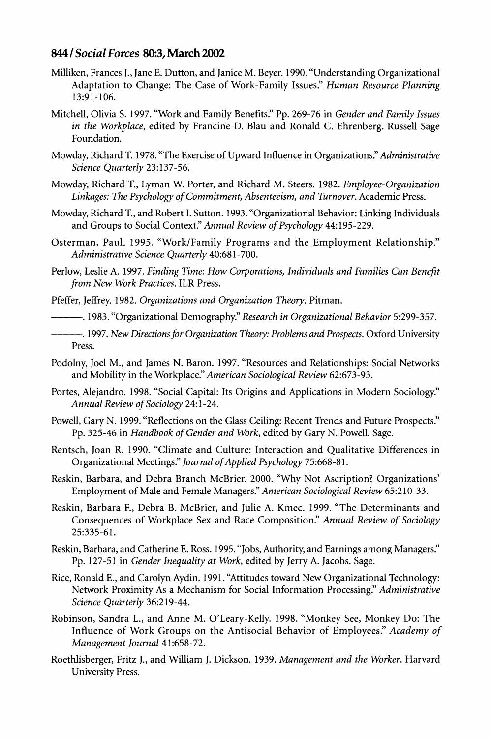Milliken, Frances J., Jane E. Dutton, and Janice M. Beyer. 1990. "Understanding Organizational Adaptation to Change: The Case of Work-Family Issues." *Human Resource Planning* 13:91-106.

Mitchell, Olivia S. 1997. "Work and Family Benefits." Pp. 269-76 in *Gender and Family Issues in the Workplace*, edited by Francine D. Blau and Ronald C. Ehrenberg. Russell Sage Foundation.

Mowday, Richard T. 1978. "The Exercise of Upward Influence in Organizations." *Administrative Science Quarterly* 23:137-56.

Mowday, Richard T., Lyman W. Porter, and Richard M. Steers. 1982. *Employee-Organization Linkages: The Psychology of Commitment, Absenteeism, and Turnover*. Academic Press.

Mowday, Richard T., and Robert I. Sutton. 1993. "Organizational Behavior: Linking Individuals and Groups to Social Context." *Annual Review of Psychology* 44:195-229.

Osterman, Paul. 1995. "Work/Family Programs and the Employment Relationship." *Administrative Science Quarterly* 40:681-700.

Perlow, Leslie A. 1997. *Finding Time: How Corporations, Individuals and Families Can Benefit from New Work Practices*. ILR Press.

Pfeffer, Jeffrey. 1982. *Organizations and Organization Theory*. Pitman.

———. 1983. "Organizational Demography." *Research in Organizational Behavior* 5:299-357.

———. 1997. *New Directions for Organization Theory: Problems and Prospects*. Oxford University Press.

Podolny, Joel M., and James N. Baron. 1997. "Resources and Relationships: Social Networks and Mobility in the Workplace." *American Sociological Review* 62:673-93.

Portes, Alejandro. 1998. "Social Capital: Its Origins and Applications in Modern Sociology." *Annual Review of Sociology* 24:1-24.

Powell, Gary N. 1999. "Reflections on the Glass Ceiling: Recent Trends and Future Prospects." Pp. 325-46 in *Handbook of Gender and Work*, edited by Gary N. Powell. Sage.

Rentsch, Joan R. 1990. "Climate and Culture: Interaction and Qualitative Differences in Organizational Meetings." *Journal of Applied Psychology* 75:668-81.

Reskin, Barbara, and Debra Branch McBrier. 2000. "Why Not Ascription? Organizations' Employment of Male and Female Managers." *American Sociological Review* 65:210-33.

Reskin, Barbara F., Debra B. McBrier, and Julie A. Kmec. 1999. "The Determinants and Consequences of Workplace Sex and Race Composition." *Annual Review of Sociology* 25:335-61.

Reskin, Barbara, and Catherine E. Ross. 1995. "Jobs, Authority, and Earnings among Managers." Pp. 127-51 in *Gender Inequality at Work*, edited by Jerry A. Jacobs. Sage.

Rice, Ronald E., and Carolyn Aydin. 1991. "Attitudes toward New Organizational Technology: Network Proximity As a Mechanism for Social Information Processing." *Administrative Science Quarterly* 36:219-44.

Robinson, Sandra L., and Anne M. O'Leary-Kelly. 1998. "Monkey See, Monkey Do: The Influence of Work Groups on the Antisocial Behavior of Employees." *Academy of Management Journal* 41:658-72.

Roethlisberger, Fritz J., and William J. Dickson. 1939. *Management and the Worker*. Harvard University Press.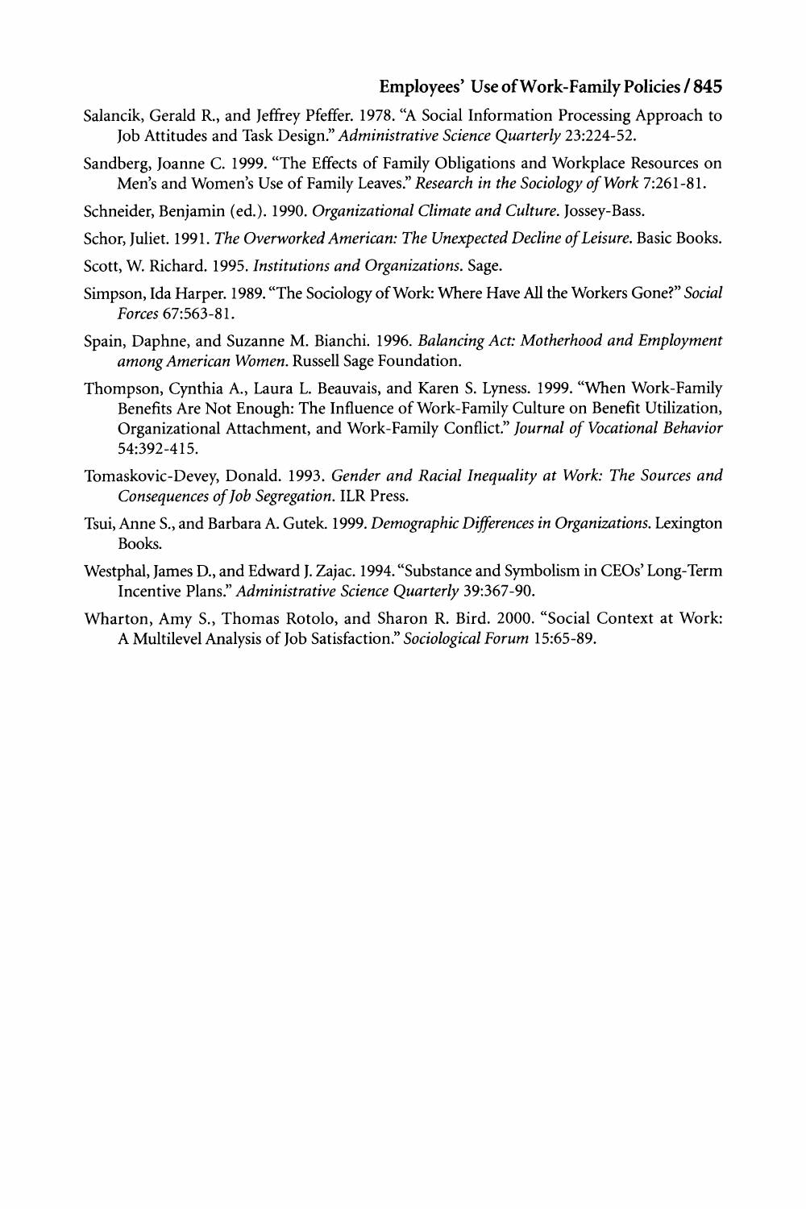Salancik, Gerald R., and Jeffrey Pfeffer. 1978. "A Social Information Processing Approach to Job Attitudes and Task Design." *Administrative Science Quarterly* 23:224-52.

Sandberg, Joanne C. 1999. "The Effects of Family Obligations and Workplace Resources on Men's and Women's Use of Family Leaves." *Research in the Sociology of Work* 7:261-81.

Schneider, Benjamin (ed.). 1990. *Organizational Climate and Culture*. Jossey-Bass.

Schor, Juliet. 1991. *The Overworked American: The Unexpected Decline of Leisure*. Basic Books.

Scott, W. Richard. 1995. *Institutions and Organizations*. Sage.

Simpson, Ida Harper. 1989. "The Sociology of Work: Where Have All the Workers Gone?" *Social Forces* 67:563-81.

Spain, Daphne, and Suzanne M. Bianchi. 1996. *Balancing Act: Motherhood and Employment among American Women*. Russell Sage Foundation.

Thompson, Cynthia A., Laura L. Beauvais, and Karen S. Lyness. 1999. "When Work-Family Benefits Are Not Enough: The Influence of Work-Family Culture on Benefit Utilization, Organizational Attachment, and Work-Family Conflict." *Journal of Vocational Behavior* 54:392-415.

Tomaskovic-Devey, Donald. 1993. *Gender and Racial Inequality at Work: The Sources and Consequences of Job Segregation*. ILR Press.

Tsui, Anne S., and Barbara A. Gutek. 1999. *Demographic Differences in Organizations*. Lexington Books.

Westphal, James D., and Edward J. Zajac. 1994. "Substance and Symbolism in CEOs' Long-Term Incentive Plans." *Administrative Science Quarterly* 39:367-90.

Wharton, Amy S., Thomas Rotolo, and Sharon R. Bird. 2000. "Social Context at Work: A Multilevel Analysis of Job Satisfaction." *Sociological Forum* 15:65-89.